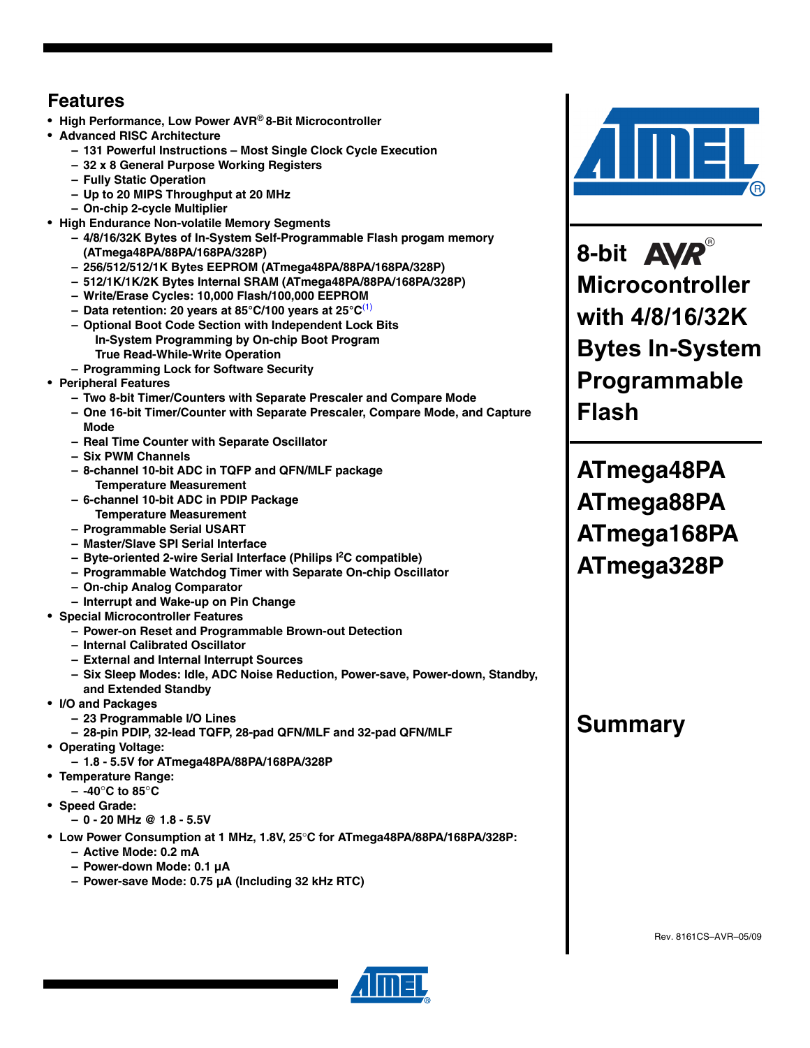## Features

- High Performance, Low Power AVR® 8-Bit Microcontroller
- Advanced RISC Architecture
  - 131 Powerful Instructions – Most Single Clock Cycle Execution
  - 32 x 8 General Purpose Working Registers
  - Fully Static Operation
  - Up to 20 MIPS Throughput at 20 MHz
  - On-chip 2-cycle Multiplier
- High Endurance Non-volatile Memory Segments
  - 4/8/16/32K Bytes of In-System Self-Programmable Flash progam memory (ATmega48PA/88PA/168PA/328P)
  - 256/512/512/1K Bytes EEPROM (ATmega48PA/88PA/168PA/328P)
  - 512/1K/1K/2K Bytes Internal SRAM (ATmega48PA/88PA/168PA/328P)
  - Write/Erase Cycles: 10,000 Flash/100,000 EEPROM
  - Data retention: 20 years at 85°C/100 years at 25°C[1]
  - Optional Boot Code Section with Independent Lock Bits
    In-System Programming by On-chip Boot Program
    True Read-While-Write Operation
  - Programming Lock for Software Security
- Peripheral Features
  - Two 8-bit Timer/Counters with Separate Prescaler and Compare Mode
  - One 16-bit Timer/Counter with Separate Prescaler, Compare Mode, and Capture Mode
  - Real Time Counter with Separate Oscillator
  - Six PWM Channels
  - 8-channel 10-bit ADC in TQFP and QFN/MLF package
    Temperature Measurement
  - 6-channel 10-bit ADC in PDIP Package
    Temperature Measurement
  - Programmable Serial USART
  - Master/Slave SPI Serial Interface
  - Byte-oriented 2-wire Serial Interface (Philips I$^2$C compatible)
  - Programmable Watchdog Timer with Separate On-chip Oscillator
  - On-chip Analog Comparator
  - Interrupt and Wake-up on Pin Change
- Special Microcontroller Features
  - Power-on Reset and Programmable Brown-out Detection
  - Internal Calibrated Oscillator
  - External and Internal Interrupt Sources
  - Six Sleep Modes: Idle, ADC Noise Reduction, Power-save, Power-down, Standby, and Extended Standby
- I/O and Packages
  - 23 Programmable I/O Lines
  - 28-pin PDIP, 32-lead TQFP, 28-pad QFN/MLF and 32-pad QFN/MLF
- Operating Voltage:
  - 1.8 - 5.5V for ATmega48PA/88PA/168PA/328P
- Temperature Range:
  - -40°C to 85°C
- Speed Grade:
  - 0 - 20 MHz @ 1.8 - 5.5V
- Low Power Consumption at 1 MHz, 1.8V, 25°C for ATmega48PA/88PA/168PA/328P:
  - Active Mode: 0.2 mA
  - Power-down Mode: 0.1 µA
  - Power-save Mode: 0.75 µA (Including 32 kHz RTC)

# 8-bit AVR® Microcontroller with 4/8/16/32K Bytes In-System Programmable Flash

# ATmega48PA ATmega88PA ATmega168PA ATmega328P

# Summary

Rev. 8161CS–AVR–05/09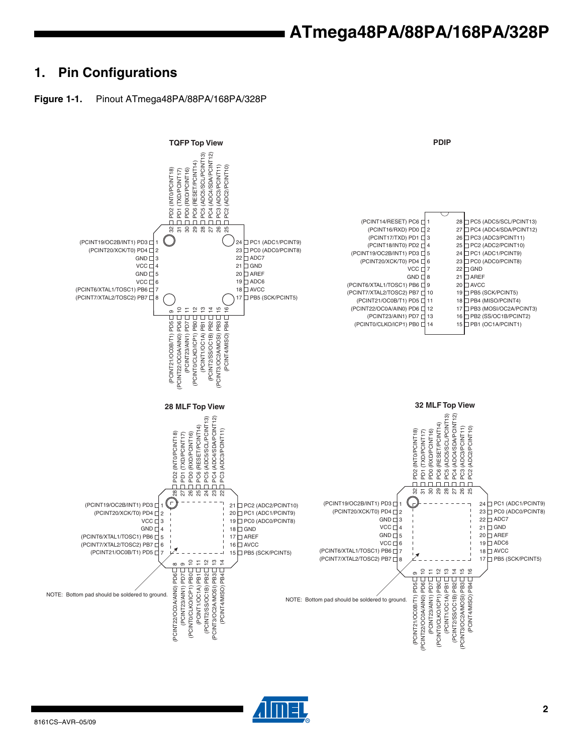# 1. Pin Configurations

**Figure 1-1.** Pinout ATmega48PA/88PA/168PA/328P

**TQFP Top View**

| Pin | Name |
|---|---|
| 1 | (PCINT19/OC2B/INT1) PD3 |
| 2 | (PCINT20/XCK/T0) PD4 |
| 3 | GND |
| 4 | VCC |
| 5 | GND |
| 6 | VCC |
| 7 | (PCINT6/XTAL1/TOSC1) PB6 |
| 8 | (PCINT7/XTAL2/TOSC2) PB7 |
| 9 | (PCINT21/OC0B/T1) PD5 |
| 10 | (PCINT22/OC0A/AIN0) PD6 |
| 11 | (PCINT23/AIN1) PD7 |
| 12 | (PCINT0/CLKO/ICP1) PB0 |
| 13 | (PCINT1/OC1A) PB1 |
| 14 | (PCINT2/SS/OC1B) PB2 |
| 15 | (PCINT3/OC2A/MOSI) PB3 |
| 16 | (PCINT4/MISO) PB4 |
| 17 | PB5 (SCK/PCINT5) |
| 18 | AVCC |
| 19 | ADC6 |
| 20 | AREF |
| 21 | GND |
| 22 | ADC7 |
| 23 | PC0 (ADC0/PCINT8) |
| 24 | PC1 (ADC1/PCINT9) |
| 25 | PC2 (ADC2/PCINT10) |
| 26 | PC3 (ADC3/PCINT11) |
| 27 | PC4 (ADC4/SDA/PCINT12) |
| 28 | PC5 (ADC5/SCL/PCINT13) |
| 29 | PC6 (RESET/PCINT14) |
| 30 | PD0 (RXD/PCINT16) |
| 31 | PD1 (TXD/PCINT17) |
| 32 | PD2 (INT0/PCINT18) |

**PDIP**

| Pin | Name | Pin | Name |
|---|---|---|---|
| 1 | (PCINT14/RESET) PC6 | 28 | PC5 (ADC5/SCL/PCINT13) |
| 2 | (PCINT16/RXD) PD0 | 27 | PC4 (ADC4/SDA/PCINT12) |
| 3 | (PCINT17/TXD) PD1 | 26 | PC3 (ADC3/PCINT11) |
| 4 | (PCINT18/INT0) PD2 | 25 | PC2 (ADC2/PCINT10) |
| 5 | (PCINT19/OC2B/INT1) PD3 | 24 | PC1 (ADC1/PCINT9) |
| 6 | (PCINT20/XCK/T0) PD4 | 23 | PC0 (ADC0/PCINT8) |
| 7 | VCC | 22 | GND |
| 8 | GND | 21 | AREF |
| 9 | (PCINT6/XTAL1/TOSC1) PB6 | 20 | AVCC |
| 10 | (PCINT7/XTAL2/TOSC2) PB7 | 19 | PB5 (SCK/PCINT5) |
| 11 | (PCINT21/OC0B/T1) PD5 | 18 | PB4 (MISO/PCINT4) |
| 12 | (PCINT22/OC0A/AIN0) PD6 | 17 | PB3 (MOSI/OC2A/PCINT3) |
| 13 | (PCINT23/AIN1) PD7 | 16 | PB2 (SS/OC1B/PCINT2) |
| 14 | (PCINT0/CLKO/ICP1) PB0 | 15 | PB1 (OC1A/PCINT1) |

**28 MLF Top View**

| Pin | Name |
|---|---|
| 1 | (PCINT19/OC2B/INT1) PD3 |
| 2 | (PCINT20/XCK/T0) PD4 |
| 3 | VCC |
| 4 | GND |
| 5 | (PCINT6/XTAL1/TOSC1) PB6 |
| 6 | (PCINT7/XTAL2/TOSC2) PB7 |
| 7 | (PCINT21/OC0B/T1) PD5 |
| 8 | (PCINT22/OC0A/AIN0) PD6 |
| 9 | (PCINT23/AIN1) PD7 |
| 10 | (PCINT0/CLKO/ICP1) PB0 |
| 11 | (PCINT1/OC1A) PB1 |
| 12 | (PCINT2/SS/OC1B) PB2 |
| 13 | (PCINT3/OC2A/MOSI) PB3 |
| 14 | (PCINT4/MISO) PB4 |
| 15 | PB5 (SCK/PCINT5) |
| 16 | AVCC |
| 17 | AREF |
| 18 | GND |
| 19 | PC0 (ADC0/PCINT8) |
| 20 | PC1 (ADC1/PCINT9) |
| 21 | PC2 (ADC2/PCINT10) |
| 22 | PC3 (ADC3/PCINT11) |
| 23 | PC4 (ADC4/SDA/PCINT12) |
| 24 | PC5 (ADC5/SCL/PCINT13) |
| 25 | PC6 (RESET/PCINT14) |
| 26 | PD0 (RXD/PCINT16) |
| 27 | PD1 (TXD/PCINT17) |
| 28 | PD2 (INT0/PCINT18) |

NOTE: Bottom pad should be soldered to ground.

**32 MLF Top View**

| Pin | Name |
|---|---|
| 1 | (PCINT19/OC2B/INT1) PD3 |
| 2 | (PCINT20/XCK/T0) PD4 |
| 3 | GND |
| 4 | VCC |
| 5 | GND |
| 6 | VCC |
| 7 | (PCINT6/XTAL1/TOSC1) PB6 |
| 8 | (PCINT7/XTAL2/TOSC2) PB7 |
| 9 | (PCINT21/OC0B/T1) PD5 |
| 10 | (PCINT22/OC0A/AIN0) PD6 |
| 11 | (PCINT23/AIN1) PD7 |
| 12 | (PCINT0/CLKO/ICP1) PB0 |
| 13 | (PCINT1/OC1A) PB1 |
| 14 | (PCINT2/SS/OC1B) PB2 |
| 15 | (PCINT3/OC2A/MOSI) PB3 |
| 16 | (PCINT4/MISO) PB4 |
| 17 | PB5 (SCK/PCINT5) |
| 18 | AVCC |
| 19 | ADC6 |
| 20 | AREF |
| 21 | GND |
| 22 | ADC7 |
| 23 | PC0 (ADC0/PCINT8) |
| 24 | PC1 (ADC1/PCINT9) |
| 25 | PC2 (ADC2/PCINT10) |
| 26 | PC3 (ADC3/PCINT11) |
| 27 | PC4 (ADC4/SDA/PCINT12) |
| 28 | PC5 (ADC5/SCL/PCINT13) |
| 29 | PC6 (RESET/PCINT14) |
| 30 | PD0 (RXD/PCINT16) |
| 31 | PD1 (TXD/PCINT17) |
| 32 | PD2 (INT0/PCINT18) |

NOTE: Bottom pad should be soldered to ground.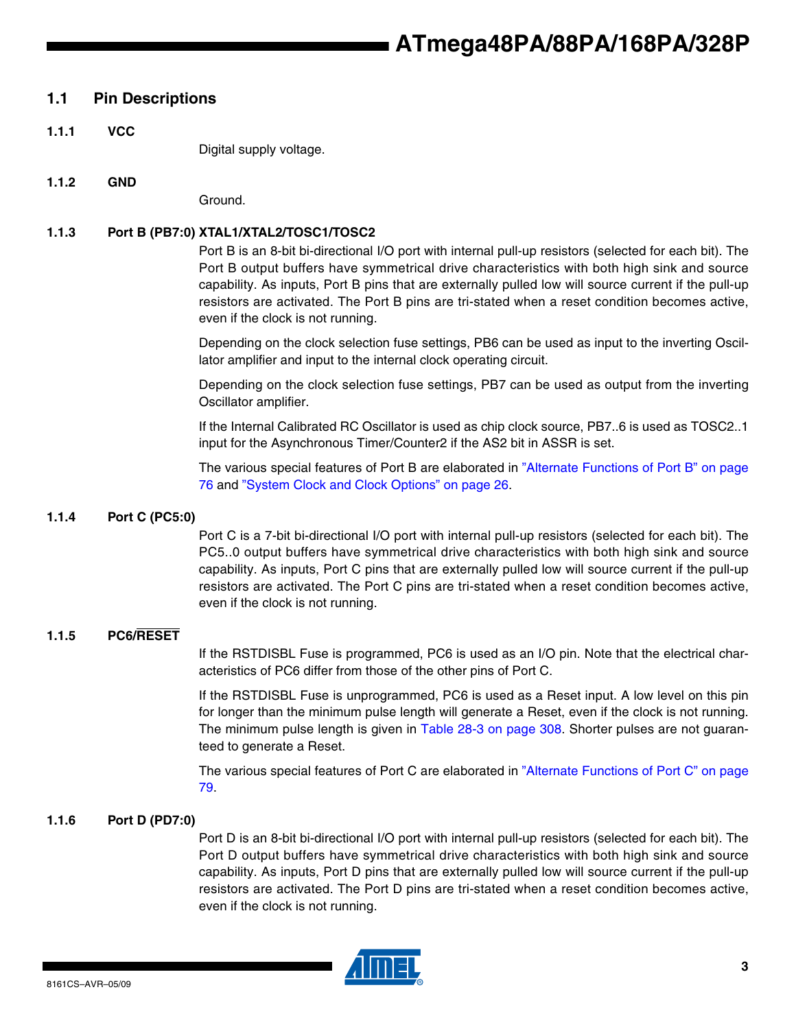## 1.1 Pin Descriptions

### 1.1.1 VCC

Digital supply voltage.

### 1.1.2 GND

Ground.

### 1.1.3 Port B (PB7:0) XTAL1/XTAL2/TOSC1/TOSC2

Port B is an 8-bit bi-directional I/O port with internal pull-up resistors (selected for each bit). The Port B output buffers have symmetrical drive characteristics with both high sink and source capability. As inputs, Port B pins that are externally pulled low will source current if the pull-up resistors are activated. The Port B pins are tri-stated when a reset condition becomes active, even if the clock is not running.

Depending on the clock selection fuse settings, PB6 can be used as input to the inverting Oscillator amplifier and input to the internal clock operating circuit.

Depending on the clock selection fuse settings, PB7 can be used as output from the inverting Oscillator amplifier.

If the Internal Calibrated RC Oscillator is used as chip clock source, PB7..6 is used as TOSC2..1 input for the Asynchronous Timer/Counter2 if the AS2 bit in ASSR is set.

The various special features of Port B are elaborated in "Alternate Functions of Port B" on page 76 and "System Clock and Clock Options" on page 26.

### 1.1.4 Port C (PC5:0)

Port C is a 7-bit bi-directional I/O port with internal pull-up resistors (selected for each bit). The PC5..0 output buffers have symmetrical drive characteristics with both high sink and source capability. As inputs, Port C pins that are externally pulled low will source current if the pull-up resistors are activated. The Port C pins are tri-stated when a reset condition becomes active, even if the clock is not running.

### 1.1.5 PC6/$\overline{\text{RESET}}$

If the RSTDISBL Fuse is programmed, PC6 is used as an I/O pin. Note that the electrical characteristics of PC6 differ from those of the other pins of Port C.

If the RSTDISBL Fuse is unprogrammed, PC6 is used as a Reset input. A low level on this pin for longer than the minimum pulse length will generate a Reset, even if the clock is not running. The minimum pulse length is given in Table 28-3 on page 308. Shorter pulses are not guaranteed to generate a Reset.

The various special features of Port C are elaborated in "Alternate Functions of Port C" on page 79.

### 1.1.6 Port D (PD7:0)

Port D is an 8-bit bi-directional I/O port with internal pull-up resistors (selected for each bit). The Port D output buffers have symmetrical drive characteristics with both high sink and source capability. As inputs, Port D pins that are externally pulled low will source current if the pull-up resistors are activated. The Port D pins are tri-stated when a reset condition becomes active, even if the clock is not running.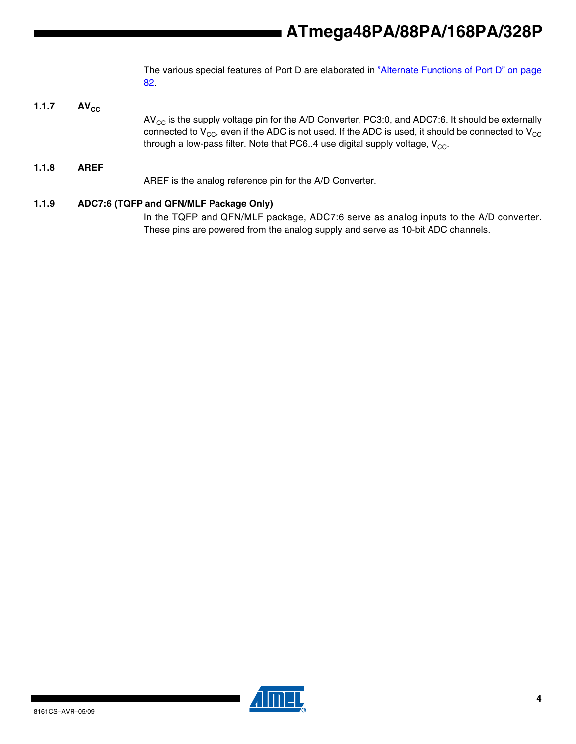The various special features of Port D are elaborated in "Alternate Functions of Port D" on page 82.

### 1.1.7 $AV_{CC}$

$AV_{CC}$ is the supply voltage pin for the A/D Converter, PC3:0, and ADC7:6. It should be externally connected to $V_{CC}$, even if the ADC is not used. If the ADC is used, it should be connected to $V_{CC}$ through a low-pass filter. Note that PC6..4 use digital supply voltage, $V_{CC}$.

### 1.1.8 AREF

AREF is the analog reference pin for the A/D Converter.

### 1.1.9 ADC7:6 (TQFP and QFN/MLF Package Only)

In the TQFP and QFN/MLF package, ADC7:6 serve as analog inputs to the A/D converter. These pins are powered from the analog supply and serve as 10-bit ADC channels.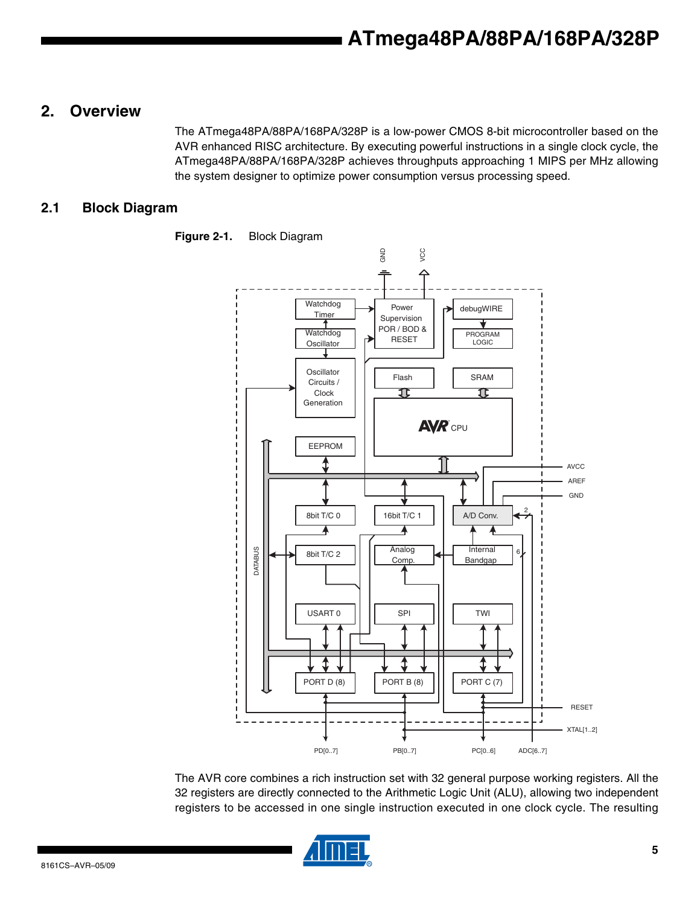## 2. Overview

The ATmega48PA/88PA/168PA/328P is a low-power CMOS 8-bit microcontroller based on the AVR enhanced RISC architecture. By executing powerful instructions in a single clock cycle, the ATmega48PA/88PA/168PA/328P achieves throughputs approaching 1 MIPS per MHz allowing the system designer to optimize power consumption versus processing speed.

### 2.1 Block Diagram

**Figure 2-1.** Block Diagram

The AVR core combines a rich instruction set with 32 general purpose working registers. All the 32 registers are directly connected to the Arithmetic Logic Unit (ALU), allowing two independent registers to be accessed in one single instruction executed in one clock cycle. The resulting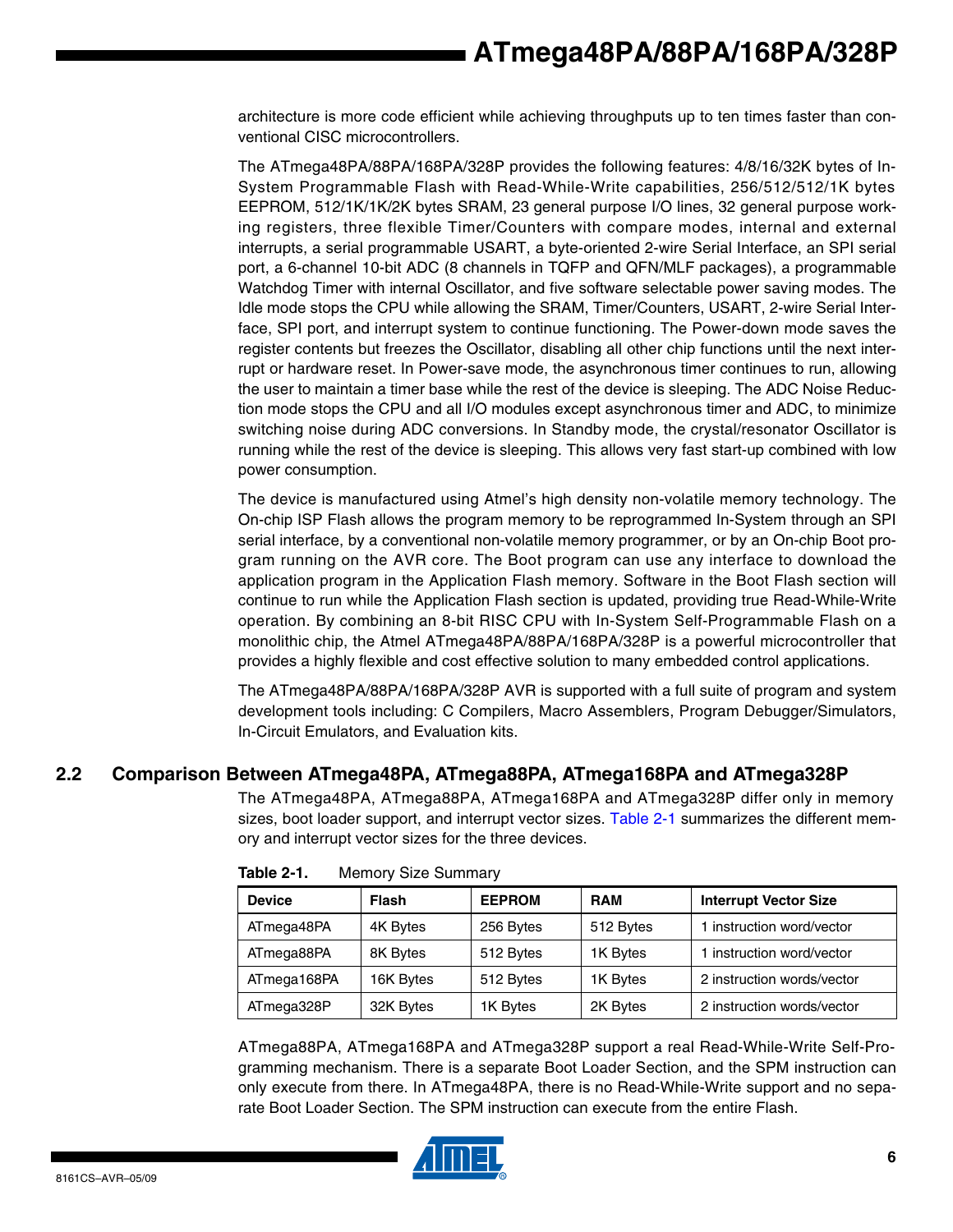architecture is more code efficient while achieving throughputs up to ten times faster than conventional CISC microcontrollers.

The ATmega48PA/88PA/168PA/328P provides the following features: 4/8/16/32K bytes of In-System Programmable Flash with Read-While-Write capabilities, 256/512/512/1K bytes EEPROM, 512/1K/1K/2K bytes SRAM, 23 general purpose I/O lines, 32 general purpose working registers, three flexible Timer/Counters with compare modes, internal and external interrupts, a serial programmable USART, a byte-oriented 2-wire Serial Interface, an SPI serial port, a 6-channel 10-bit ADC (8 channels in TQFP and QFN/MLF packages), a programmable Watchdog Timer with internal Oscillator, and five software selectable power saving modes. The Idle mode stops the CPU while allowing the SRAM, Timer/Counters, USART, 2-wire Serial Interface, SPI port, and interrupt system to continue functioning. The Power-down mode saves the register contents but freezes the Oscillator, disabling all other chip functions until the next interrupt or hardware reset. In Power-save mode, the asynchronous timer continues to run, allowing the user to maintain a timer base while the rest of the device is sleeping. The ADC Noise Reduction mode stops the CPU and all I/O modules except asynchronous timer and ADC, to minimize switching noise during ADC conversions. In Standby mode, the crystal/resonator Oscillator is running while the rest of the device is sleeping. This allows very fast start-up combined with low power consumption.

The device is manufactured using Atmel's high density non-volatile memory technology. The On-chip ISP Flash allows the program memory to be reprogrammed In-System through an SPI serial interface, by a conventional non-volatile memory programmer, or by an On-chip Boot program running on the AVR core. The Boot program can use any interface to download the application program in the Application Flash memory. Software in the Boot Flash section will continue to run while the Application Flash section is updated, providing true Read-While-Write operation. By combining an 8-bit RISC CPU with In-System Self-Programmable Flash on a monolithic chip, the Atmel ATmega48PA/88PA/168PA/328P is a powerful microcontroller that provides a highly flexible and cost effective solution to many embedded control applications.

The ATmega48PA/88PA/168PA/328P AVR is supported with a full suite of program and system development tools including: C Compilers, Macro Assemblers, Program Debugger/Simulators, In-Circuit Emulators, and Evaluation kits.

## 2.2 Comparison Between ATmega48PA, ATmega88PA, ATmega168PA and ATmega328P

The ATmega48PA, ATmega88PA, ATmega168PA and ATmega328P differ only in memory sizes, boot loader support, and interrupt vector sizes. Table 2-1 summarizes the different memory and interrupt vector sizes for the three devices.

**Table 2-1.** Memory Size Summary

| Device | Flash | EEPROM | RAM | Interrupt Vector Size |
|---|---|---|---|---|
| ATmega48PA | 4K Bytes | 256 Bytes | 512 Bytes | 1 instruction word/vector |
| ATmega88PA | 8K Bytes | 512 Bytes | 1K Bytes | 1 instruction word/vector |
| ATmega168PA | 16K Bytes | 512 Bytes | 1K Bytes | 2 instruction words/vector |
| ATmega328P | 32K Bytes | 1K Bytes | 2K Bytes | 2 instruction words/vector |

ATmega88PA, ATmega168PA and ATmega328P support a real Read-While-Write Self-Programming mechanism. There is a separate Boot Loader Section, and the SPM instruction can only execute from there. In ATmega48PA, there is no Read-While-Write support and no separate Boot Loader Section. The SPM instruction can execute from the entire Flash.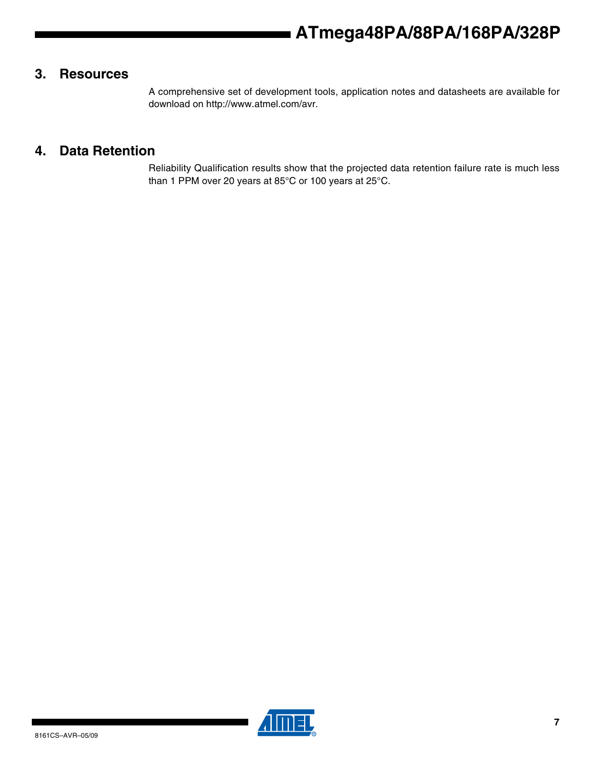## 3. Resources

A comprehensive set of development tools, application notes and datasheets are available for download on http://www.atmel.com/avr.

## 4. Data Retention

Reliability Qualification results show that the projected data retention failure rate is much less than 1 PPM over 20 years at 85°C or 100 years at 25°C.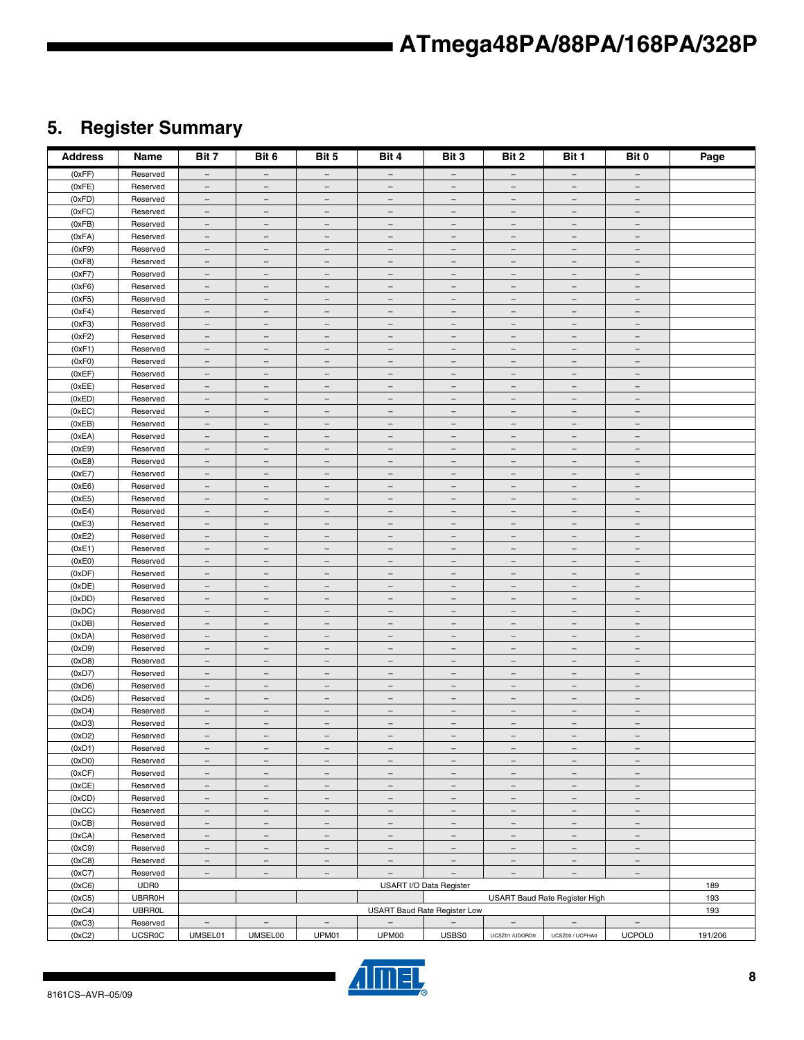# 5. Register Summary

| Address | Name | Bit 7 | Bit 6 | Bit 5 | Bit 4 | Bit 3 | Bit 2 | Bit 1 | Bit 0 | Page |
|---|---|---|---|---|---|---|---|---|---|---|
| (0xFF) | Reserved | – | – | – | – | – | – | – | – | |
| (0xFE) | Reserved | – | – | – | – | – | – | – | – | |
| (0xFD) | Reserved | – | – | – | – | – | – | – | – | |
| (0xFC) | Reserved | – | – | – | – | – | – | – | – | |
| (0xFB) | Reserved | – | – | – | – | – | – | – | – | |
| (0xFA) | Reserved | – | – | – | – | – | – | – | – | |
| (0xF9) | Reserved | – | – | – | – | – | – | – | – | |
| (0xF8) | Reserved | – | – | – | – | – | – | – | – | |
| (0xF7) | Reserved | – | – | – | – | – | – | – | – | |
| (0xF6) | Reserved | – | – | – | – | – | – | – | – | |
| (0xF5) | Reserved | – | – | – | – | – | – | – | – | |
| (0xF4) | Reserved | – | – | – | – | – | – | – | – | |
| (0xF3) | Reserved | – | – | – | – | – | – | – | – | |
| (0xF2) | Reserved | – | – | – | – | – | – | – | – | |
| (0xF1) | Reserved | – | – | – | – | – | – | – | – | |
| (0xF0) | Reserved | – | – | – | – | – | – | – | – | |
| (0xEF) | Reserved | – | – | – | – | – | – | – | – | |
| (0xEE) | Reserved | – | – | – | – | – | – | – | – | |
| (0xED) | Reserved | – | – | – | – | – | – | – | – | |
| (0xEC) | Reserved | – | – | – | – | – | – | – | – | |
| (0xEB) | Reserved | – | – | – | – | – | – | – | – | |
| (0xEA) | Reserved | – | – | – | – | – | – | – | – | |
| (0xE9) | Reserved | – | – | – | – | – | – | – | – | |
| (0xE8) | Reserved | – | – | – | – | – | – | – | – | |
| (0xE7) | Reserved | – | – | – | – | – | – | – | – | |
| (0xE6) | Reserved | – | – | – | – | – | – | – | – | |
| (0xE5) | Reserved | – | – | – | – | – | – | – | – | |
| (0xE4) | Reserved | – | – | – | – | – | – | – | – | |
| (0xE3) | Reserved | – | – | – | – | – | – | – | – | |
| (0xE2) | Reserved | – | – | – | – | – | – | – | – | |
| (0xE1) | Reserved | – | – | – | – | – | – | – | – | |
| (0xE0) | Reserved | – | – | – | – | – | – | – | – | |
| (0xDF) | Reserved | – | – | – | – | – | – | – | – | |
| (0xDE) | Reserved | – | – | – | – | – | – | – | – | |
| (0xDD) | Reserved | – | – | – | – | – | – | – | – | |
| (0xDC) | Reserved | – | – | – | – | – | – | – | – | |
| (0xDB) | Reserved | – | – | – | – | – | – | – | – | |
| (0xDA) | Reserved | – | – | – | – | – | – | – | – | |
| (0xD9) | Reserved | – | – | – | – | – | – | – | – | |
| (0xD8) | Reserved | – | – | – | – | – | – | – | – | |
| (0xD7) | Reserved | – | – | – | – | – | – | – | – | |
| (0xD6) | Reserved | – | – | – | – | – | – | – | – | |
| (0xD5) | Reserved | – | – | – | – | – | – | – | – | |
| (0xD4) | Reserved | – | – | – | – | – | – | – | – | |
| (0xD3) | Reserved | – | – | – | – | – | – | – | – | |
| (0xD2) | Reserved | – | – | – | – | – | – | – | – | |
| (0xD1) | Reserved | – | – | – | – | – | – | – | – | |
| (0xD0) | Reserved | – | – | – | – | – | – | – | – | |
| (0xCF) | Reserved | – | – | – | – | – | – | – | – | |
| (0xCE) | Reserved | – | – | – | – | – | – | – | – | |
| (0xCD) | Reserved | – | – | – | – | – | – | – | – | |
| (0xCC) | Reserved | – | – | – | – | – | – | – | – | |
| (0xCB) | Reserved | – | – | – | – | – | – | – | – | |
| (0xCA) | Reserved | – | – | – | – | – | – | – | – | |
| (0xC9) | Reserved | – | – | – | – | – | – | – | – | |
| (0xC8) | Reserved | – | – | – | – | – | – | – | – | |
| (0xC7) | Reserved | – | – | – | – | – | – | – | – | |
| (0xC6) | UDR0 | USART I/O Data Register | | | | | | | | 189 |
| (0xC5) | UBRR0H | | | | | USART Baud Rate Register High | | | | 193 |
| (0xC4) | UBRR0L | USART Baud Rate Register Low | | | | | | | | 193 |
| (0xC3) | Reserved | – | – | – | – | – | – | – | – | |
| (0xC2) | UCSR0C | UMSEL01 | UMSEL00 | UPM01 | UPM00 | USBS0 | UCSZ01 /UDORD0 | UCSZ00 / UCPHA0 | UCPOL0 | 191/206 |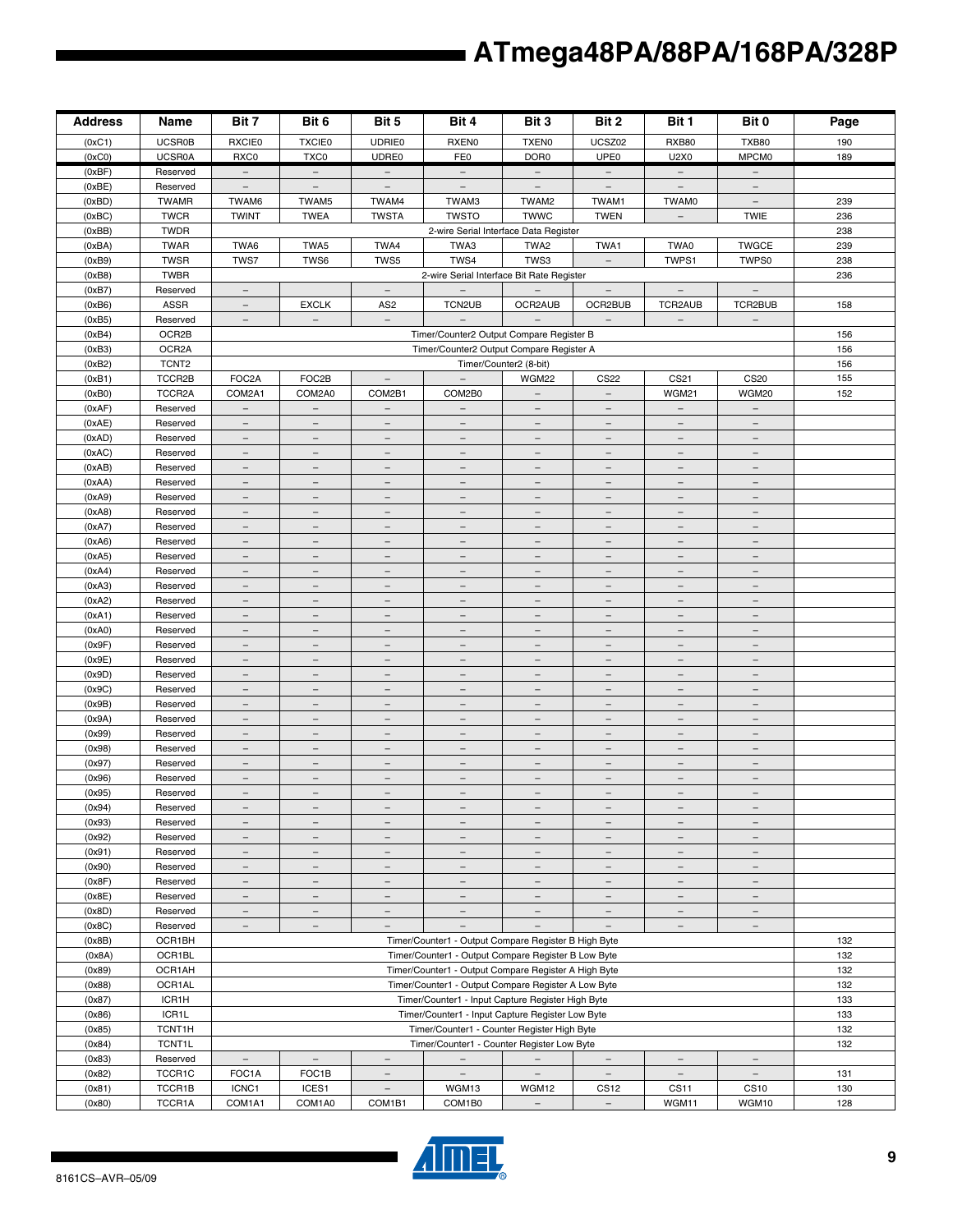| Address | Name | Bit 7 | Bit 6 | Bit 5 | Bit 4 | Bit 3 | Bit 2 | Bit 1 | Bit 0 | Page |
|---|---|---|---|---|---|---|---|---|---|---|
| (0xC1) | UCSR0B | RXCIE0 | TXCIE0 | UDRIE0 | RXEN0 | TXEN0 | UCSZ02 | RXB80 | TXB80 | 190 |
| (0xC0) | UCSR0A | RXC0 | TXC0 | UDRE0 | FE0 | DOR0 | UPE0 | U2X0 | MPCM0 | 189 |
| (0xBF) | Reserved | – | – | – | – | – | – | – | – | |
| (0xBE) | Reserved | – | – | – | – | – | – | – | – | |
| (0xBD) | TWAMR | TWAM6 | TWAM5 | TWAM4 | TWAM3 | TWAM2 | TWAM1 | TWAM0 | – | 239 |
| (0xBC) | TWCR | TWINT | TWEA | TWSTA | TWSTO | TWWC | TWEN | – | TWIE | 236 |
| (0xBB) | TWDR | 2-wire Serial Interface Data Register | | | | | | | | 238 |
| (0xBA) | TWAR | TWA6 | TWA5 | TWA4 | TWA3 | TWA2 | TWA1 | TWA0 | TWGCE | 239 |
| (0xB9) | TWSR | TWS7 | TWS6 | TWS5 | TWS4 | TWS3 | – | TWPS1 | TWPS0 | 238 |
| (0xB8) | TWBR | 2-wire Serial Interface Bit Rate Register | | | | | | | | 236 |
| (0xB7) | Reserved | – | | – | – | – | – | – | – | |
| (0xB6) | ASSR | – | EXCLK | AS2 | TCN2UB | OCR2AUB | OCR2BUB | TCR2AUB | TCR2BUB | 158 |
| (0xB5) | Reserved | – | – | – | – | – | – | – | – | |
| (0xB4) | OCR2B | Timer/Counter2 Output Compare Register B | | | | | | | | 156 |
| (0xB3) | OCR2A | Timer/Counter2 Output Compare Register A | | | | | | | | 156 |
| (0xB2) | TCNT2 | Timer/Counter2 (8-bit) | | | | | | | | 156 |
| (0xB1) | TCCR2B | FOC2A | FOC2B | – | – | WGM22 | CS22 | CS21 | CS20 | 155 |
| (0xB0) | TCCR2A | COM2A1 | COM2A0 | COM2B1 | COM2B0 | – | – | WGM21 | WGM20 | 152 |
| (0xAF) | Reserved | – | – | – | – | – | – | – | – | |
| (0xAE) | Reserved | – | – | – | – | – | – | – | – | |
| (0xAD) | Reserved | – | – | – | – | – | – | – | – | |
| (0xAC) | Reserved | – | – | – | – | – | – | – | – | |
| (0xAB) | Reserved | – | – | – | – | – | – | – | – | |
| (0xAA) | Reserved | – | – | – | – | – | – | – | – | |
| (0xA9) | Reserved | – | – | – | – | – | – | – | – | |
| (0xA8) | Reserved | – | – | – | – | – | – | – | – | |
| (0xA7) | Reserved | – | – | – | – | – | – | – | – | |
| (0xA6) | Reserved | – | – | – | – | – | – | – | – | |
| (0xA5) | Reserved | – | – | – | – | – | – | – | – | |
| (0xA4) | Reserved | – | – | – | – | – | – | – | – | |
| (0xA3) | Reserved | – | – | – | – | – | – | – | – | |
| (0xA2) | Reserved | – | – | – | – | – | – | – | – | |
| (0xA1) | Reserved | – | – | – | – | – | – | – | – | |
| (0xA0) | Reserved | – | – | – | – | – | – | – | – | |
| (0x9F) | Reserved | – | – | – | – | – | – | – | – | |
| (0x9E) | Reserved | – | – | – | – | – | – | – | – | |
| (0x9D) | Reserved | – | – | – | – | – | – | – | – | |
| (0x9C) | Reserved | – | – | – | – | – | – | – | – | |
| (0x9B) | Reserved | – | – | – | – | – | – | – | – | |
| (0x9A) | Reserved | – | – | – | – | – | – | – | – | |
| (0x99) | Reserved | – | – | – | – | – | – | – | – | |
| (0x98) | Reserved | – | – | – | – | – | – | – | – | |
| (0x97) | Reserved | – | – | – | – | – | – | – | – | |
| (0x96) | Reserved | – | – | – | – | – | – | – | – | |
| (0x95) | Reserved | – | – | – | – | – | – | – | – | |
| (0x94) | Reserved | – | – | – | – | – | – | – | – | |
| (0x93) | Reserved | – | – | – | – | – | – | – | – | |
| (0x92) | Reserved | – | – | – | – | – | – | – | – | |
| (0x91) | Reserved | – | – | – | – | – | – | – | – | |
| (0x90) | Reserved | – | – | – | – | – | – | – | – | |
| (0x8F) | Reserved | – | – | – | – | – | – | – | – | |
| (0x8E) | Reserved | – | – | – | – | – | – | – | – | |
| (0x8D) | Reserved | – | – | – | – | – | – | – | – | |
| (0x8C) | Reserved | – | – | – | – | – | – | – | – | |
| (0x8B) | OCR1BH | Timer/Counter1 - Output Compare Register B High Byte | | | | | | | | 132 |
| (0x8A) | OCR1BL | Timer/Counter1 - Output Compare Register B Low Byte | | | | | | | | 132 |
| (0x89) | OCR1AH | Timer/Counter1 - Output Compare Register A High Byte | | | | | | | | 132 |
| (0x88) | OCR1AL | Timer/Counter1 - Output Compare Register A Low Byte | | | | | | | | 132 |
| (0x87) | ICR1H | Timer/Counter1 - Input Capture Register High Byte | | | | | | | | 133 |
| (0x86) | ICR1L | Timer/Counter1 - Input Capture Register Low Byte | | | | | | | | 133 |
| (0x85) | TCNT1H | Timer/Counter1 - Counter Register High Byte | | | | | | | | 132 |
| (0x84) | TCNT1L | Timer/Counter1 - Counter Register Low Byte | | | | | | | | 132 |
| (0x83) | Reserved | – | – | – | – | – | – | – | – | |
| (0x82) | TCCR1C | FOC1A | FOC1B | – | – | – | – | – | – | 131 |
| (0x81) | TCCR1B | ICNC1 | ICES1 | – | WGM13 | WGM12 | CS12 | CS11 | CS10 | 130 |
| (0x80) | TCCR1A | COM1A1 | COM1A0 | COM1B1 | COM1B0 | – | – | WGM11 | WGM10 | 128 |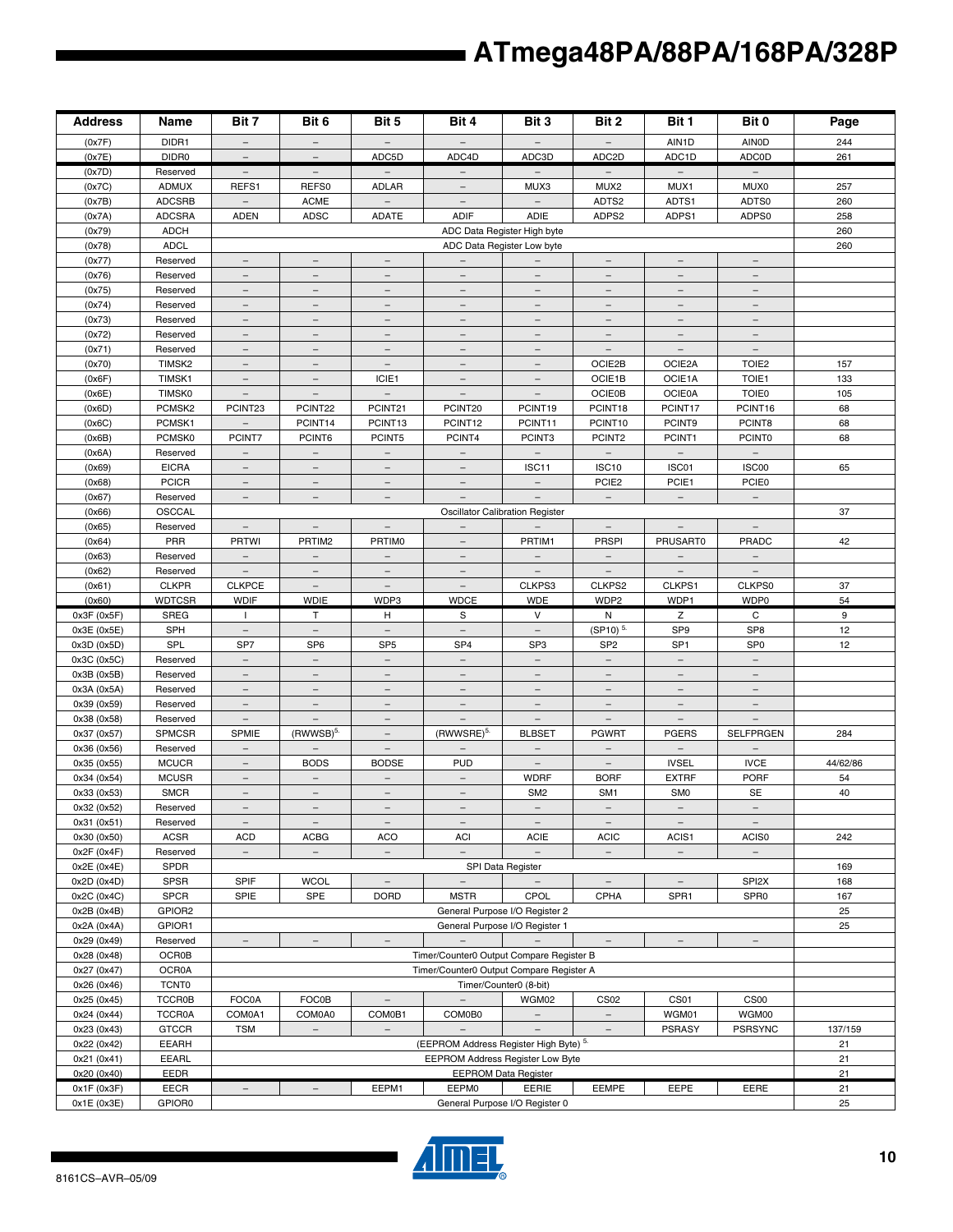| Address | Name | Bit 7 | Bit 6 | Bit 5 | Bit 4 | Bit 3 | Bit 2 | Bit 1 | Bit 0 | Page |
|---|---|---|---|---|---|---|---|---|---|---|
| (0x7F) | DIDR1 | – | – | – | – | – | – | AIN1D | AIN0D | 244 |
| (0x7E) | DIDR0 | – | – | ADC5D | ADC4D | ADC3D | ADC2D | ADC1D | ADC0D | 261 |
| (0x7D) | Reserved | – | – | – | – | – | – | – | – | |
| (0x7C) | ADMUX | REFS1 | REFS0 | ADLAR | – | MUX3 | MUX2 | MUX1 | MUX0 | 257 |
| (0x7B) | ADCSRB | – | ACME | – | – | – | ADTS2 | ADTS1 | ADTS0 | 260 |
| (0x7A) | ADCSRA | ADEN | ADSC | ADATE | ADIF | ADIE | ADPS2 | ADPS1 | ADPS0 | 258 |
| (0x79) | ADCH | ADC Data Register High byte | | | | | | | | 260 |
| (0x78) | ADCL | ADC Data Register Low byte | | | | | | | | 260 |
| (0x77) | Reserved | – | – | – | – | – | – | – | – | |
| (0x76) | Reserved | – | – | – | – | – | – | – | – | |
| (0x75) | Reserved | – | – | – | – | – | – | – | – | |
| (0x74) | Reserved | – | – | – | – | – | – | – | – | |
| (0x73) | Reserved | – | – | – | – | – | – | – | – | |
| (0x72) | Reserved | – | – | – | – | – | – | – | – | |
| (0x71) | Reserved | – | – | – | – | – | – | – | – | |
| (0x70) | TIMSK2 | – | – | – | – | – | OCIE2B | OCIE2A | TOIE2 | 157 |
| (0x6F) | TIMSK1 | – | – | ICIE1 | – | – | OCIE1B | OCIE1A | TOIE1 | 133 |
| (0x6E) | TIMSK0 | – | – | – | – | – | OCIE0B | OCIE0A | TOIE0 | 105 |
| (0x6D) | PCMSK2 | PCINT23 | PCINT22 | PCINT21 | PCINT20 | PCINT19 | PCINT18 | PCINT17 | PCINT16 | 68 |
| (0x6C) | PCMSK1 | – | PCINT14 | PCINT13 | PCINT12 | PCINT11 | PCINT10 | PCINT9 | PCINT8 | 68 |
| (0x6B) | PCMSK0 | PCINT7 | PCINT6 | PCINT5 | PCINT4 | PCINT3 | PCINT2 | PCINT1 | PCINT0 | 68 |
| (0x6A) | Reserved | – | – | – | – | – | – | – | – | |
| (0x69) | EICRA | – | – | – | – | ISC11 | ISC10 | ISC01 | ISC00 | 65 |
| (0x68) | PCICR | – | – | – | – | – | PCIE2 | PCIE1 | PCIE0 | |
| (0x67) | Reserved | – | – | – | – | – | – | – | – | |
| (0x66) | OSCCAL | Oscillator Calibration Register | | | | | | | | 37 |
| (0x65) | Reserved | – | – | – | – | – | – | – | – | |
| (0x64) | PRR | PRTWI | PRTIM2 | PRTIM0 | – | PRTIM1 | PRSPI | PRUSART0 | PRADC | 42 |
| (0x63) | Reserved | – | – | – | – | – | – | – | – | |
| (0x62) | Reserved | – | – | – | – | – | – | – | – | |
| (0x61) | CLKPR | CLKPCE | – | – | – | CLKPS3 | CLKPS2 | CLKPS1 | CLKPS0 | 37 |
| (0x60) | WDTCSR | WDIF | WDIE | WDP3 | WDCE | WDE | WDP2 | WDP1 | WDP0 | 54 |
| 0x3F (0x5F) | SREG | I | T | H | S | V | N | Z | C | 9 |
| 0x3E (0x5E) | SPH | – | – | – | – | – | (SP10) [5.] | SP9 | SP8 | 12 |
| 0x3D (0x5D) | SPL | SP7 | SP6 | SP5 | SP4 | SP3 | SP2 | SP1 | SP0 | 12 |
| 0x3C (0x5C) | Reserved | – | – | – | – | – | – | – | – | |
| 0x3B (0x5B) | Reserved | – | – | – | – | – | – | – | – | |
| 0x3A (0x5A) | Reserved | – | – | – | – | – | – | – | – | |
| 0x39 (0x59) | Reserved | – | – | – | – | – | – | – | – | |
| 0x38 (0x58) | Reserved | – | – | – | – | – | – | – | – | |
| 0x37 (0x57) | SPMCSR | SPMIE | (RWWSB)[5.] | – | (RWWSRE)[5.] | BLBSET | PGWRT | PGERS | SELFPRGEN | 284 |
| 0x36 (0x56) | Reserved | – | – | – | – | – | – | – | – | |
| 0x35 (0x55) | MCUCR | – | BODS | BODSE | PUD | – | – | IVSEL | IVCE | 44/62/86 |
| 0x34 (0x54) | MCUSR | – | – | – | – | WDRF | BORF | EXTRF | PORF | 54 |
| 0x33 (0x53) | SMCR | – | – | – | – | SM2 | SM1 | SM0 | SE | 40 |
| 0x32 (0x52) | Reserved | – | – | – | – | – | – | – | – | |
| 0x31 (0x51) | Reserved | – | – | – | – | – | – | – | – | |
| 0x30 (0x50) | ACSR | ACD | ACBG | ACO | ACI | ACIE | ACIC | ACIS1 | ACIS0 | 242 |
| 0x2F (0x4F) | Reserved | – | – | – | – | – | – | – | – | |
| 0x2E (0x4E) | SPDR | SPI Data Register | | | | | | | | 169 |
| 0x2D (0x4D) | SPSR | SPIF | WCOL | – | – | – | – | – | SPI2X | 168 |
| 0x2C (0x4C) | SPCR | SPIE | SPE | DORD | MSTR | CPOL | CPHA | SPR1 | SPR0 | 167 |
| 0x2B (0x4B) | GPIOR2 | General Purpose I/O Register 2 | | | | | | | | 25 |
| 0x2A (0x4A) | GPIOR1 | General Purpose I/O Register 1 | | | | | | | | 25 |
| 0x29 (0x49) | Reserved | – | – | – | – | – | – | – | – | |
| 0x28 (0x48) | OCR0B | Timer/Counter0 Output Compare Register B | | | | | | | | |
| 0x27 (0x47) | OCR0A | Timer/Counter0 Output Compare Register A | | | | | | | | |
| 0x26 (0x46) | TCNT0 | Timer/Counter0 (8-bit) | | | | | | | | |
| 0x25 (0x45) | TCCR0B | FOC0A | FOC0B | – | – | WGM02 | CS02 | CS01 | CS00 | |
| 0x24 (0x44) | TCCR0A | COM0A1 | COM0A0 | COM0B1 | COM0B0 | – | – | WGM01 | WGM00 | |
| 0x23 (0x43) | GTCCR | TSM | – | – | – | – | – | PSRASY | PSRSYNC | 137/159 |
| 0x22 (0x42) | EEARH | (EEPROM Address Register High Byte) [5.] | | | | | | | | 21 |
| 0x21 (0x41) | EEARL | EEPROM Address Register Low Byte | | | | | | | | 21 |
| 0x20 (0x40) | EEDR | EEPROM Data Register | | | | | | | | 21 |
| 0x1F (0x3F) | EECR | – | – | EEPM1 | EEPM0 | EERIE | EEMPE | EEPE | EERE | 21 |
| 0x1E (0x3E) | GPIOR0 | General Purpose I/O Register 0 | | | | | | | | 25 |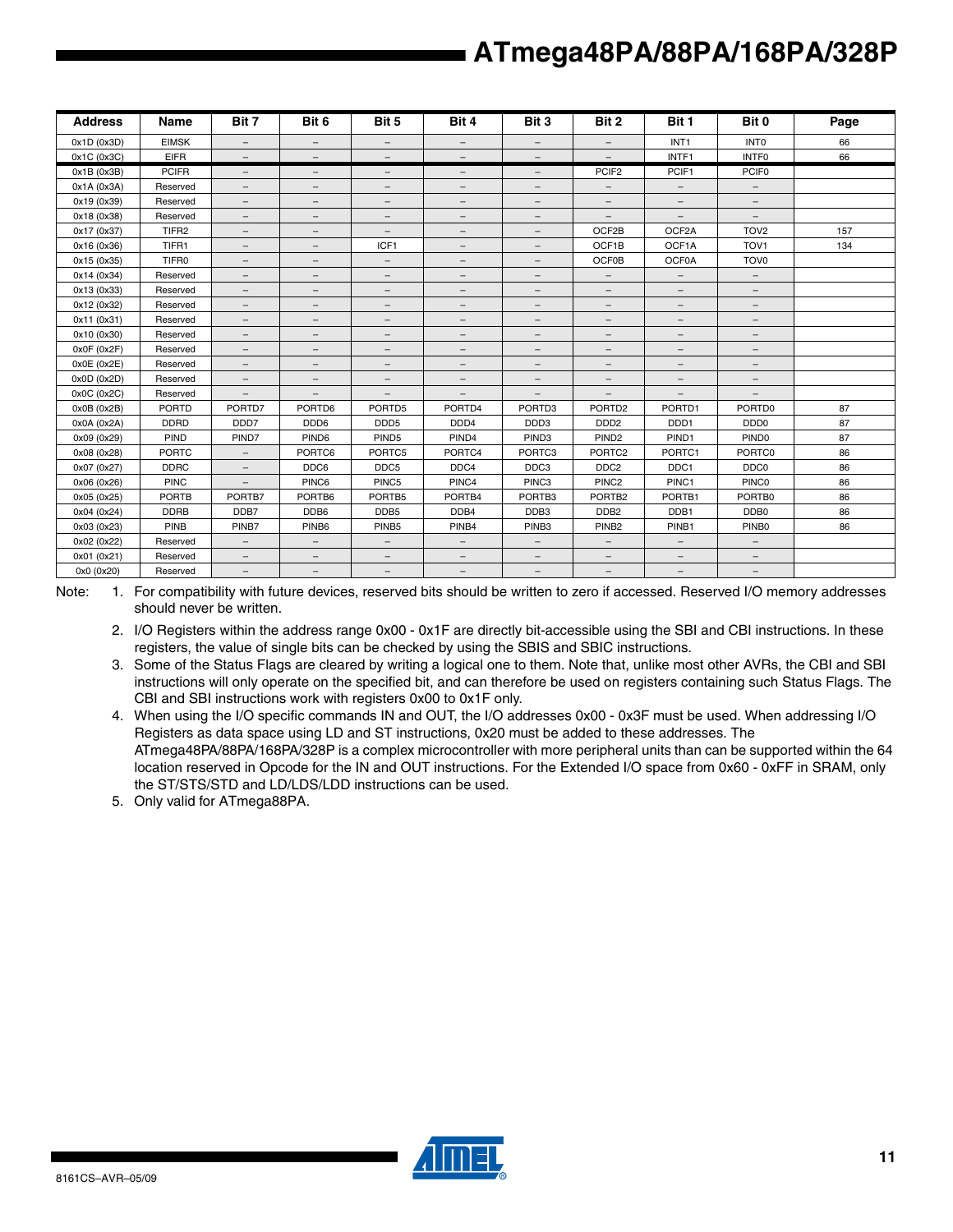| Address | Name | Bit 7 | Bit 6 | Bit 5 | Bit 4 | Bit 3 | Bit 2 | Bit 1 | Bit 0 | Page |
|---|---|---|---|---|---|---|---|---|---|---|
| 0x1D (0x3D) | EIMSK | – | – | – | – | – | – | INT1 | INT0 | 66 |
| 0x1C (0x3C) | EIFR | – | – | – | – | – | – | INTF1 | INTF0 | 66 |
| 0x1B (0x3B) | PCIFR | – | – | – | – | – | PCIF2 | PCIF1 | PCIF0 | |
| 0x1A (0x3A) | Reserved | – | – | – | – | – | – | – | – | |
| 0x19 (0x39) | Reserved | – | – | – | – | – | – | – | – | |
| 0x18 (0x38) | Reserved | – | – | – | – | – | – | – | – | |
| 0x17 (0x37) | TIFR2 | – | – | – | – | – | OCF2B | OCF2A | TOV2 | 157 |
| 0x16 (0x36) | TIFR1 | – | – | ICF1 | – | – | OCF1B | OCF1A | TOV1 | 134 |
| 0x15 (0x35) | TIFR0 | – | – | – | – | – | OCF0B | OCF0A | TOV0 | |
| 0x14 (0x34) | Reserved | – | – | – | – | – | – | – | – | |
| 0x13 (0x33) | Reserved | – | – | – | – | – | – | – | – | |
| 0x12 (0x32) | Reserved | – | – | – | – | – | – | – | – | |
| 0x11 (0x31) | Reserved | – | – | – | – | – | – | – | – | |
| 0x10 (0x30) | Reserved | – | – | – | – | – | – | – | – | |
| 0x0F (0x2F) | Reserved | – | – | – | – | – | – | – | – | |
| 0x0E (0x2E) | Reserved | – | – | – | – | – | – | – | – | |
| 0x0D (0x2D) | Reserved | – | – | – | – | – | – | – | – | |
| 0x0C (0x2C) | Reserved | – | – | – | – | – | – | – | – | |
| 0x0B (0x2B) | PORTD | PORTD7 | PORTD6 | PORTD5 | PORTD4 | PORTD3 | PORTD2 | PORTD1 | PORTD0 | 87 |
| 0x0A (0x2A) | DDRD | DDD7 | DDD6 | DDD5 | DDD4 | DDD3 | DDD2 | DDD1 | DDD0 | 87 |
| 0x09 (0x29) | PIND | PIND7 | PIND6 | PIND5 | PIND4 | PIND3 | PIND2 | PIND1 | PIND0 | 87 |
| 0x08 (0x28) | PORTC | – | PORTC6 | PORTC5 | PORTC4 | PORTC3 | PORTC2 | PORTC1 | PORTC0 | 86 |
| 0x07 (0x27) | DDRC | – | DDC6 | DDC5 | DDC4 | DDC3 | DDC2 | DDC1 | DDC0 | 86 |
| 0x06 (0x26) | PINC | – | PINC6 | PINC5 | PINC4 | PINC3 | PINC2 | PINC1 | PINC0 | 86 |
| 0x05 (0x25) | PORTB | PORTB7 | PORTB6 | PORTB5 | PORTB4 | PORTB3 | PORTB2 | PORTB1 | PORTB0 | 86 |
| 0x04 (0x24) | DDRB | DDB7 | DDB6 | DDB5 | DDB4 | DDB3 | DDB2 | DDB1 | DDB0 | 86 |
| 0x03 (0x23) | PINB | PINB7 | PINB6 | PINB5 | PINB4 | PINB3 | PINB2 | PINB1 | PINB0 | 86 |
| 0x02 (0x22) | Reserved | – | – | – | – | – | – | – | – | |
| 0x01 (0x21) | Reserved | – | – | – | – | – | – | – | – | |
| 0x0 (0x20) | Reserved | – | – | – | – | – | – | – | – | |

Note:
1. For compatibility with future devices, reserved bits should be written to zero if accessed. Reserved I/O memory addresses should never be written.
2. I/O Registers within the address range 0x00 - 0x1F are directly bit-accessible using the SBI and CBI instructions. In these registers, the value of single bits can be checked by using the SBIS and SBIC instructions.
3. Some of the Status Flags are cleared by writing a logical one to them. Note that, unlike most other AVRs, the CBI and SBI instructions will only operate on the specified bit, and can therefore be used on registers containing such Status Flags. The CBI and SBI instructions work with registers 0x00 to 0x1F only.
4. When using the I/O specific commands IN and OUT, the I/O addresses 0x00 - 0x3F must be used. When addressing I/O Registers as data space using LD and ST instructions, 0x20 must be added to these addresses. The ATmega48PA/88PA/168PA/328P is a complex microcontroller with more peripheral units than can be supported within the 64 location reserved in Opcode for the IN and OUT instructions. For the Extended I/O space from 0x60 - 0xFF in SRAM, only the ST/STS/STD and LD/LDS/LDD instructions can be used.
5. Only valid for ATmega88PA.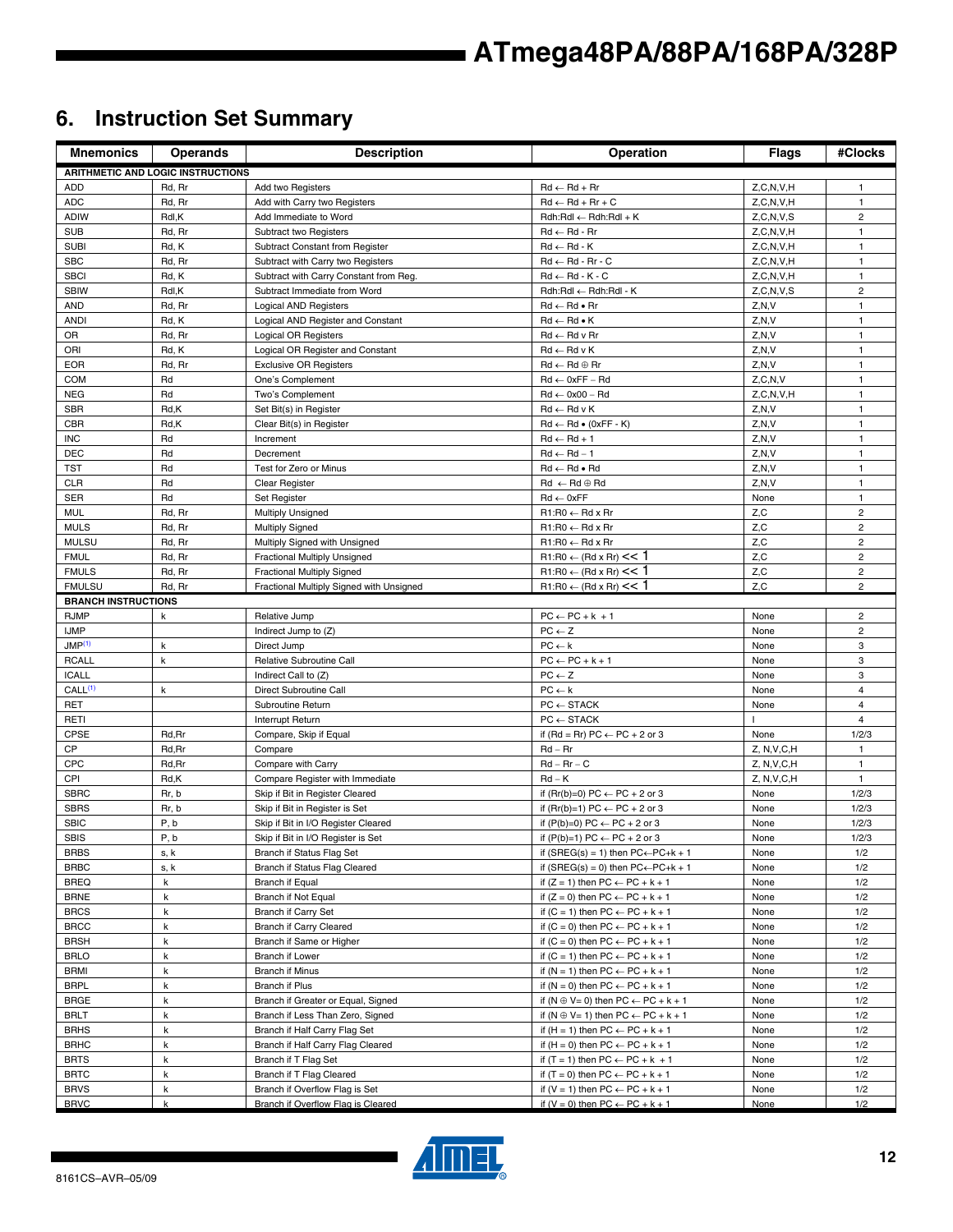# 6. Instruction Set Summary

| Mnemonics | Operands | Description | Operation | Flags | #Clocks |
|---|---|---|---|---|---|
| **ARITHMETIC AND LOGIC INSTRUCTIONS** | | | | | |
| ADD | Rd, Rr | Add two Registers | Rd ← Rd + Rr | Z,C,N,V,H | 1 |
| ADC | Rd, Rr | Add with Carry two Registers | Rd ← Rd + Rr + C | Z,C,N,V,H | 1 |
| ADIW | Rdl,K | Add Immediate to Word | Rdh:Rdl ← Rdh:Rdl + K | Z,C,N,V,S | 2 |
| SUB | Rd, Rr | Subtract two Registers | Rd ← Rd - Rr | Z,C,N,V,H | 1 |
| SUBI | Rd, K | Subtract Constant from Register | Rd ← Rd - K | Z,C,N,V,H | 1 |
| SBC | Rd, Rr | Subtract with Carry two Registers | Rd ← Rd - Rr - C | Z,C,N,V,H | 1 |
| SBCI | Rd, K | Subtract with Carry Constant from Reg. | Rd ← Rd - K - C | Z,C,N,V,H | 1 |
| SBIW | Rdl,K | Subtract Immediate from Word | Rdh:Rdl ← Rdh:Rdl - K | Z,C,N,V,S | 2 |
| AND | Rd, Rr | Logical AND Registers | Rd ← Rd • Rr | Z,N,V | 1 |
| ANDI | Rd, K | Logical AND Register and Constant | Rd ← Rd • K | Z,N,V | 1 |
| OR | Rd, Rr | Logical OR Registers | Rd ← Rd v Rr | Z,N,V | 1 |
| ORI | Rd, K | Logical OR Register and Constant | Rd ← Rd v K | Z,N,V | 1 |
| EOR | Rd, Rr | Exclusive OR Registers | Rd ← Rd ⊕ Rr | Z,N,V | 1 |
| COM | Rd | One's Complement | Rd ← 0xFF − Rd | Z,C,N,V | 1 |
| NEG | Rd | Two's Complement | Rd ← 0x00 − Rd | Z,C,N,V,H | 1 |
| SBR | Rd,K | Set Bit(s) in Register | Rd ← Rd v K | Z,N,V | 1 |
| CBR | Rd,K | Clear Bit(s) in Register | Rd ← Rd • (0xFF - K) | Z,N,V | 1 |
| INC | Rd | Increment | Rd ← Rd + 1 | Z,N,V | 1 |
| DEC | Rd | Decrement | Rd ← Rd − 1 | Z,N,V | 1 |
| TST | Rd | Test for Zero or Minus | Rd ← Rd • Rd | Z,N,V | 1 |
| CLR | Rd | Clear Register | Rd ← Rd ⊕ Rd | Z,N,V | 1 |
| SER | Rd | Set Register | Rd ← 0xFF | None | 1 |
| MUL | Rd, Rr | Multiply Unsigned | R1:R0 ← Rd x Rr | Z,C | 2 |
| MULS | Rd, Rr | Multiply Signed | R1:R0 ← Rd x Rr | Z,C | 2 |
| MULSU | Rd, Rr | Multiply Signed with Unsigned | R1:R0 ← Rd x Rr | Z,C | 2 |
| FMUL | Rd, Rr | Fractional Multiply Unsigned | R1:R0 ← (Rd x Rr) << 1 | Z,C | 2 |
| FMULS | Rd, Rr | Fractional Multiply Signed | R1:R0 ← (Rd x Rr) << 1 | Z,C | 2 |
| FMULSU | Rd, Rr | Fractional Multiply Signed with Unsigned | R1:R0 ← (Rd x Rr) << 1 | Z,C | 2 |
| **BRANCH INSTRUCTIONS** | | | | | |
| RJMP | k | Relative Jump | PC ← PC + k + 1 | None | 2 |
| IJMP | | Indirect Jump to (Z) | PC ← Z | None | 2 |
| JMP[1] | k | Direct Jump | PC ← k | None | 3 |
| RCALL | k | Relative Subroutine Call | PC ← PC + k + 1 | None | 3 |
| ICALL | | Indirect Call to (Z) | PC ← Z | None | 3 |
| CALL[1] | k | Direct Subroutine Call | PC ← k | None | 4 |
| RET | | Subroutine Return | PC ← STACK | None | 4 |
| RETI | | Interrupt Return | PC ← STACK | I | 4 |
| CPSE | Rd,Rr | Compare, Skip if Equal | if (Rd = Rr) PC ← PC + 2 or 3 | None | 1/2/3 |
| CP | Rd,Rr | Compare | Rd − Rr | Z, N,V,C,H | 1 |
| CPC | Rd,Rr | Compare with Carry | Rd − Rr − C | Z, N,V,C,H | 1 |
| CPI | Rd,K | Compare Register with Immediate | Rd − K | Z, N,V,C,H | 1 |
| SBRC | Rr, b | Skip if Bit in Register Cleared | if (Rr(b)=0) PC ← PC + 2 or 3 | None | 1/2/3 |
| SBRS | Rr, b | Skip if Bit in Register is Set | if (Rr(b)=1) PC ← PC + 2 or 3 | None | 1/2/3 |
| SBIC | P, b | Skip if Bit in I/O Register Cleared | if (P(b)=0) PC ← PC + 2 or 3 | None | 1/2/3 |
| SBIS | P, b | Skip if Bit in I/O Register is Set | if (P(b)=1) PC ← PC + 2 or 3 | None | 1/2/3 |
| BRBS | s, k | Branch if Status Flag Set | if (SREG(s) = 1) then PC←PC+k + 1 | None | 1/2 |
| BRBC | s, k | Branch if Status Flag Cleared | if (SREG(s) = 0) then PC←PC+k + 1 | None | 1/2 |
| BREQ | k | Branch if Equal | if (Z = 1) then PC ← PC + k + 1 | None | 1/2 |
| BRNE | k | Branch if Not Equal | if (Z = 0) then PC ← PC + k + 1 | None | 1/2 |
| BRCS | k | Branch if Carry Set | if (C = 1) then PC ← PC + k + 1 | None | 1/2 |
| BRCC | k | Branch if Carry Cleared | if (C = 0) then PC ← PC + k + 1 | None | 1/2 |
| BRSH | k | Branch if Same or Higher | if (C = 0) then PC ← PC + k + 1 | None | 1/2 |
| BRLO | k | Branch if Lower | if (C = 1) then PC ← PC + k + 1 | None | 1/2 |
| BRMI | k | Branch if Minus | if (N = 1) then PC ← PC + k + 1 | None | 1/2 |
| BRPL | k | Branch if Plus | if (N = 0) then PC ← PC + k + 1 | None | 1/2 |
| BRGE | k | Branch if Greater or Equal, Signed | if (N ⊕ V= 0) then PC ← PC + k + 1 | None | 1/2 |
| BRLT | k | Branch if Less Than Zero, Signed | if (N ⊕ V= 1) then PC ← PC + k + 1 | None | 1/2 |
| BRHS | k | Branch if Half Carry Flag Set | if (H = 1) then PC ← PC + k + 1 | None | 1/2 |
| BRHC | k | Branch if Half Carry Flag Cleared | if (H = 0) then PC ← PC + k + 1 | None | 1/2 |
| BRTS | k | Branch if T Flag Set | if (T = 1) then PC ← PC + k + 1 | None | 1/2 |
| BRTC | k | Branch if T Flag Cleared | if (T = 0) then PC ← PC + k + 1 | None | 1/2 |
| BRVS | k | Branch if Overflow Flag is Set | if (V = 1) then PC ← PC + k + 1 | None | 1/2 |
| BRVC | k | Branch if Overflow Flag is Cleared | if (V = 0) then PC ← PC + k + 1 | None | 1/2 |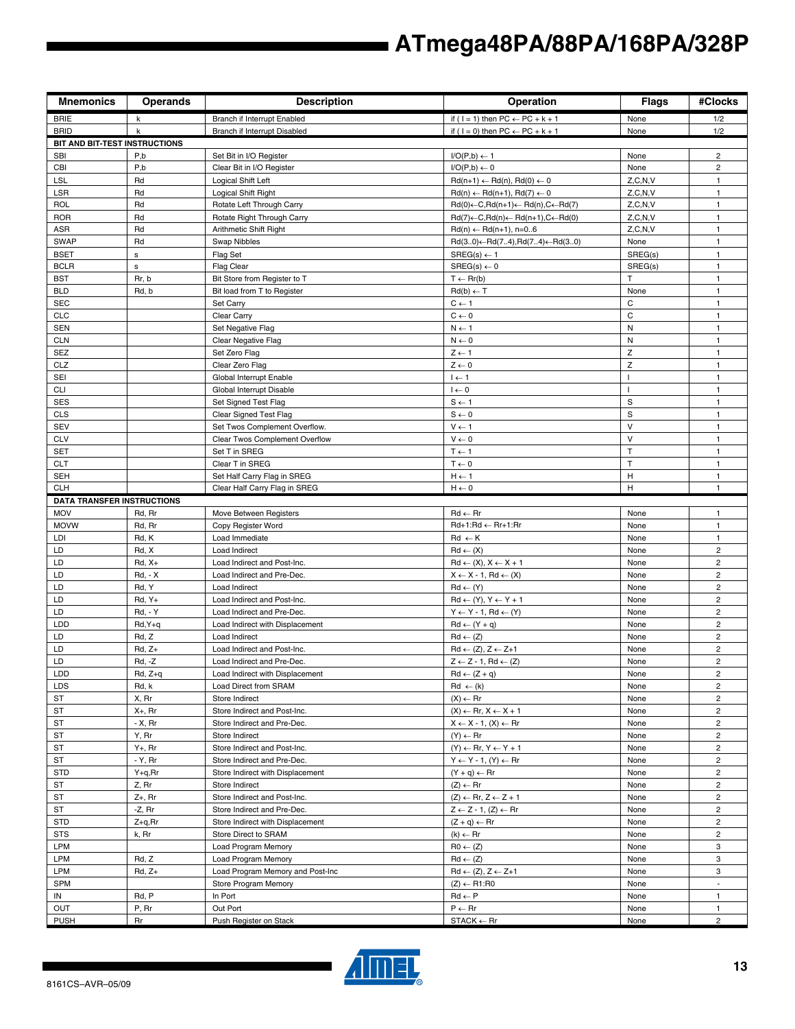| Mnemonics | Operands | Description | Operation | Flags | #Clocks |
|---|---|---|---|---|---|
| BRIE | k | Branch if Interrupt Enabled | if ( I = 1) then PC ← PC + k + 1 | None | 1/2 |
| BRID | k | Branch if Interrupt Disabled | if ( I = 0) then PC ← PC + k + 1 | None | 1/2 |
| **BIT AND BIT-TEST INSTRUCTIONS** | | | | | |
| SBI | P,b | Set Bit in I/O Register | I/O(P,b) ← 1 | None | 2 |
| CBI | P,b | Clear Bit in I/O Register | I/O(P,b) ← 0 | None | 2 |
| LSL | Rd | Logical Shift Left | Rd(n+1) ← Rd(n), Rd(0) ← 0 | Z,C,N,V | 1 |
| LSR | Rd | Logical Shift Right | Rd(n) ← Rd(n+1), Rd(7) ← 0 | Z,C,N,V | 1 |
| ROL | Rd | Rotate Left Through Carry | Rd(0)←C,Rd(n+1)← Rd(n),C←Rd(7) | Z,C,N,V | 1 |
| ROR | Rd | Rotate Right Through Carry | Rd(7)←C,Rd(n)← Rd(n+1),C←Rd(0) | Z,C,N,V | 1 |
| ASR | Rd | Arithmetic Shift Right | Rd(n) ← Rd(n+1), n=0..6 | Z,C,N,V | 1 |
| SWAP | Rd | Swap Nibbles | Rd(3..0)←Rd(7..4),Rd(7..4)←Rd(3..0) | None | 1 |
| BSET | s | Flag Set | SREG(s) ← 1 | SREG(s) | 1 |
| BCLR | s | Flag Clear | SREG(s) ← 0 | SREG(s) | 1 |
| BST | Rr, b | Bit Store from Register to T | T ← Rr(b) | T | 1 |
| BLD | Rd, b | Bit load from T to Register | Rd(b) ← T | None | 1 |
| SEC | | Set Carry | C ← 1 | C | 1 |
| CLC | | Clear Carry | C ← 0 | C | 1 |
| SEN | | Set Negative Flag | N ← 1 | N | 1 |
| CLN | | Clear Negative Flag | N ← 0 | N | 1 |
| SEZ | | Set Zero Flag | Z ← 1 | Z | 1 |
| CLZ | | Clear Zero Flag | Z ← 0 | Z | 1 |
| SEI | | Global Interrupt Enable | I ← 1 | I | 1 |
| CLI | | Global Interrupt Disable | I ← 0 | I | 1 |
| SES | | Set Signed Test Flag | S ← 1 | S | 1 |
| CLS | | Clear Signed Test Flag | S ← 0 | S | 1 |
| SEV | | Set Twos Complement Overflow. | V ← 1 | V | 1 |
| CLV | | Clear Twos Complement Overflow | V ← 0 | V | 1 |
| SET | | Set T in SREG | T ← 1 | T | 1 |
| CLT | | Clear T in SREG | T ← 0 | T | 1 |
| SEH | | Set Half Carry Flag in SREG | H ← 1 | H | 1 |
| CLH | | Clear Half Carry Flag in SREG | H ← 0 | H | 1 |
| **DATA TRANSFER INSTRUCTIONS** | | | | | |
| MOV | Rd, Rr | Move Between Registers | Rd ← Rr | None | 1 |
| MOVW | Rd, Rr | Copy Register Word | Rd+1:Rd ← Rr+1:Rr | None | 1 |
| LDI | Rd, K | Load Immediate | Rd ← K | None | 1 |
| LD | Rd, X | Load Indirect | Rd ← (X) | None | 2 |
| LD | Rd, X+ | Load Indirect and Post-Inc. | Rd ← (X), X ← X + 1 | None | 2 |
| LD | Rd, - X | Load Indirect and Pre-Dec. | X ← X - 1, Rd ← (X) | None | 2 |
| LD | Rd, Y | Load Indirect | Rd ← (Y) | None | 2 |
| LD | Rd, Y+ | Load Indirect and Post-Inc. | Rd ← (Y), Y ← Y + 1 | None | 2 |
| LD | Rd, - Y | Load Indirect and Pre-Dec. | Y ← Y - 1, Rd ← (Y) | None | 2 |
| LDD | Rd,Y+q | Load Indirect with Displacement | Rd ← (Y + q) | None | 2 |
| LD | Rd, Z | Load Indirect | Rd ← (Z) | None | 2 |
| LD | Rd, Z+ | Load Indirect and Post-Inc. | Rd ← (Z), Z ← Z+1 | None | 2 |
| LD | Rd, -Z | Load Indirect and Pre-Dec. | Z ← Z - 1, Rd ← (Z) | None | 2 |
| LDD | Rd, Z+q | Load Indirect with Displacement | Rd ← (Z + q) | None | 2 |
| LDS | Rd, k | Load Direct from SRAM | Rd ← (k) | None | 2 |
| ST | X, Rr | Store Indirect | (X) ← Rr | None | 2 |
| ST | X+, Rr | Store Indirect and Post-Inc. | (X) ← Rr, X ← X + 1 | None | 2 |
| ST | - X, Rr | Store Indirect and Pre-Dec. | X ← X - 1, (X) ← Rr | None | 2 |
| ST | Y, Rr | Store Indirect | (Y) ← Rr | None | 2 |
| ST | Y+, Rr | Store Indirect and Post-Inc. | (Y) ← Rr, Y ← Y + 1 | None | 2 |
| ST | - Y, Rr | Store Indirect and Pre-Dec. | Y ← Y - 1, (Y) ← Rr | None | 2 |
| STD | Y+q,Rr | Store Indirect with Displacement | (Y + q) ← Rr | None | 2 |
| ST | Z, Rr | Store Indirect | (Z) ← Rr | None | 2 |
| ST | Z+, Rr | Store Indirect and Post-Inc. | (Z) ← Rr, Z ← Z + 1 | None | 2 |
| ST | -Z, Rr | Store Indirect and Pre-Dec. | Z ← Z - 1, (Z) ← Rr | None | 2 |
| STD | Z+q,Rr | Store Indirect with Displacement | (Z + q) ← Rr | None | 2 |
| STS | k, Rr | Store Direct to SRAM | (k) ← Rr | None | 2 |
| LPM | | Load Program Memory | R0 ← (Z) | None | 3 |
| LPM | Rd, Z | Load Program Memory | Rd ← (Z) | None | 3 |
| LPM | Rd, Z+ | Load Program Memory and Post-Inc | Rd ← (Z), Z ← Z+1 | None | 3 |
| SPM | | Store Program Memory | (Z) ← R1:R0 | None | - |
| IN | Rd, P | In Port | Rd ← P | None | 1 |
| OUT | P, Rr | Out Port | P ← Rr | None | 1 |
| PUSH | Rr | Push Register on Stack | STACK ← Rr | None | 2 |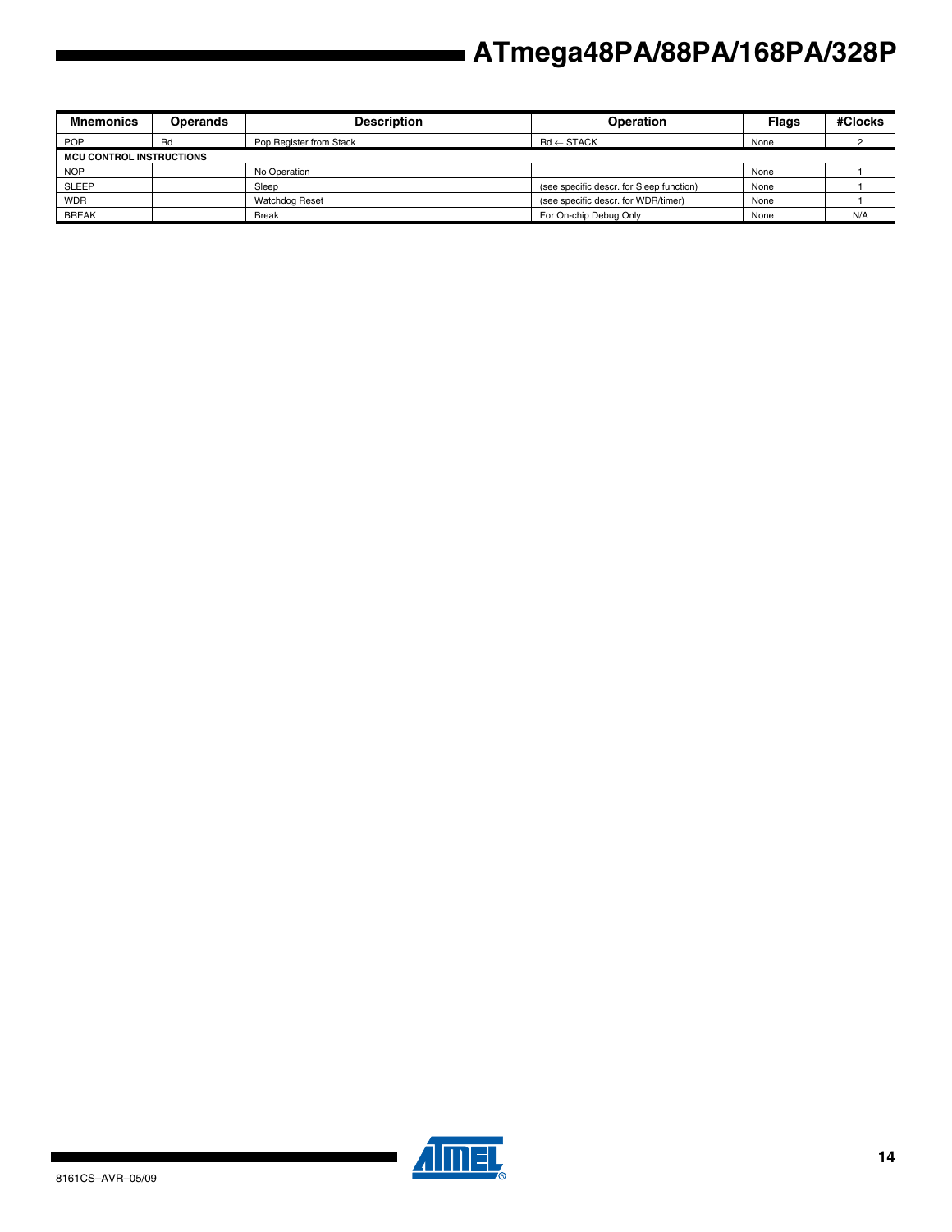| Mnemonics | Operands | Description | Operation | Flags | #Clocks |
|---|---|---|---|---|---|
| POP | Rd | Pop Register from Stack | Rd ← STACK | None | 2 |
| **MCU CONTROL INSTRUCTIONS** | | | | | |
| NOP | | No Operation | | None | 1 |
| SLEEP | | Sleep | (see specific descr. for Sleep function) | None | 1 |
| WDR | | Watchdog Reset | (see specific descr. for WDR/timer) | None | 1 |
| BREAK | | Break | For On-chip Debug Only | None | N/A |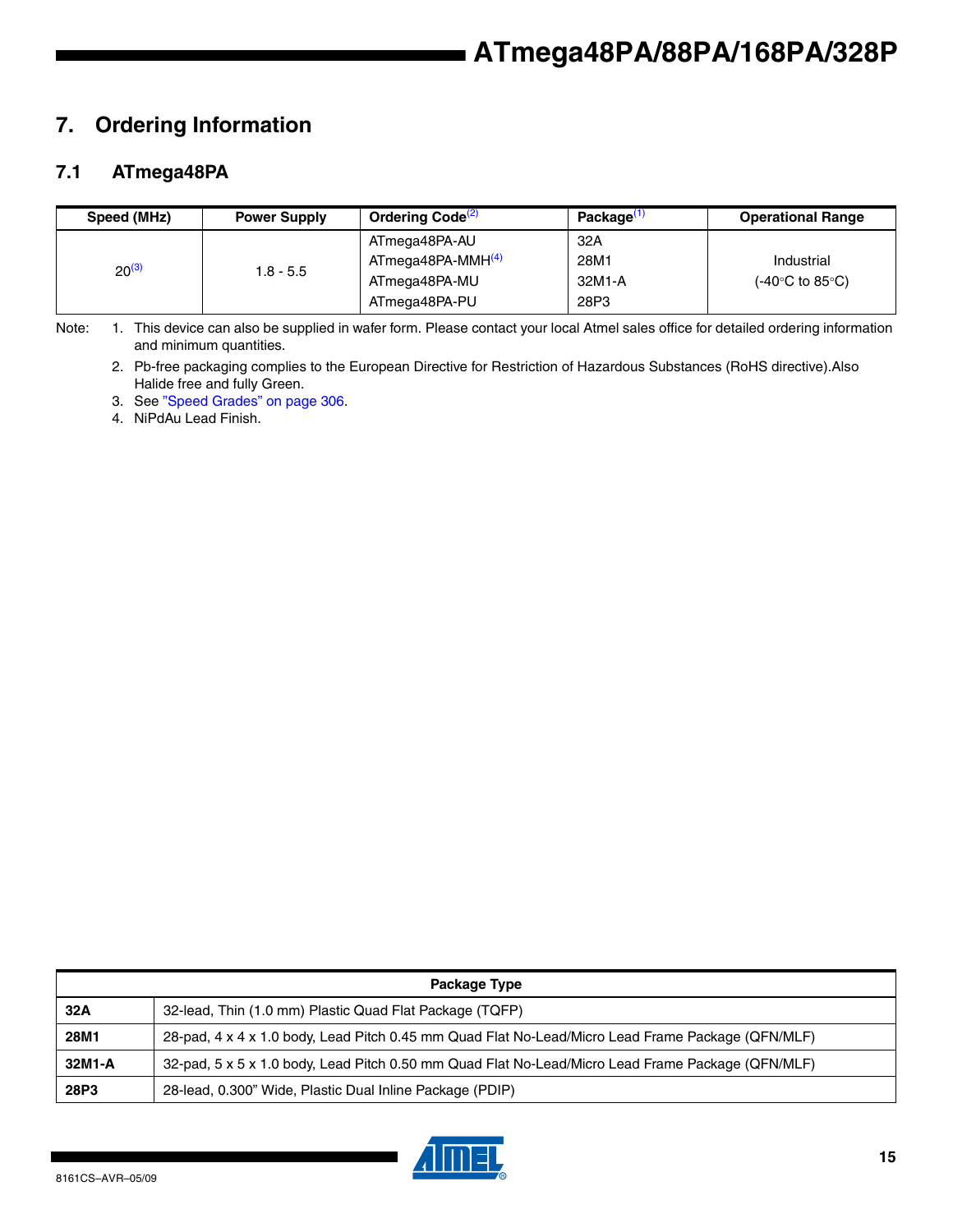## 7. Ordering Information

### 7.1 ATmega48PA

| Speed (MHz) | Power Supply | Ordering Code[2] | Package[1] | Operational Range |
|---|---|---|---|---|
| 20[3] | 1.8 - 5.5 | ATmega48PA-AU | 32A | Industrial (-40°C to 85°C) |
| | | ATmega48PA-MMH[4] | 28M1 | |
| | | ATmega48PA-MU | 32M1-A | |
| | | ATmega48PA-PU | 28P3 | |

Note:
1. This device can also be supplied in wafer form. Please contact your local Atmel sales office for detailed ordering information and minimum quantities.
2. Pb-free packaging complies to the European Directive for Restriction of Hazardous Substances (RoHS directive).Also Halide free and fully Green.
3. See "Speed Grades" on page 306.
4. NiPdAu Lead Finish.

| Package Type | |
|---|---|
| **32A** | 32-lead, Thin (1.0 mm) Plastic Quad Flat Package (TQFP) |
| **28M1** | 28-pad, 4 x 4 x 1.0 body, Lead Pitch 0.45 mm Quad Flat No-Lead/Micro Lead Frame Package (QFN/MLF) |
| **32M1-A** | 32-pad, 5 x 5 x 1.0 body, Lead Pitch 0.50 mm Quad Flat No-Lead/Micro Lead Frame Package (QFN/MLF) |
| **28P3** | 28-lead, 0.300" Wide, Plastic Dual Inline Package (PDIP) |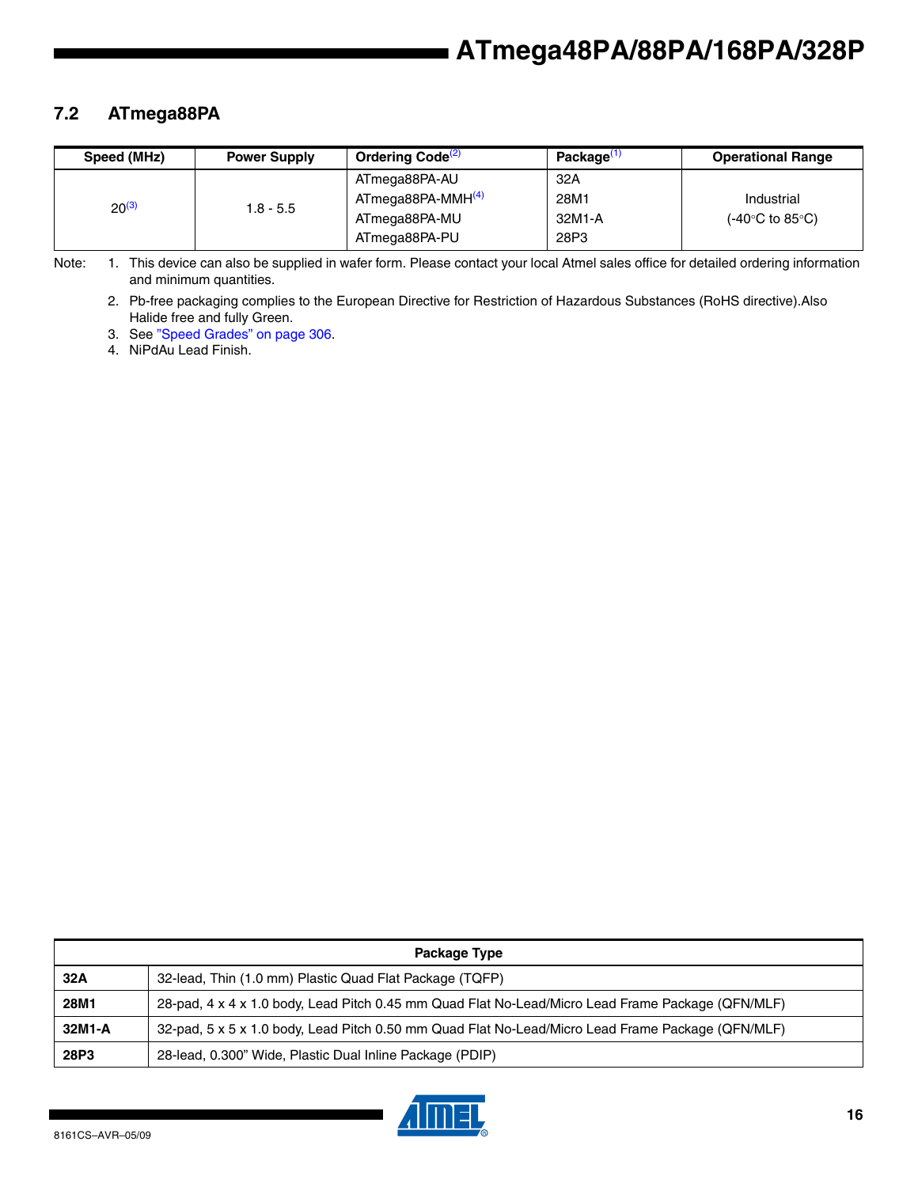## 7.2 ATmega88PA

| Speed (MHz) | Power Supply | Ordering Code[2] | Package[1] | Operational Range |
|---|---|---|---|---|
| 20[3] | 1.8 - 5.5 | ATmega88PA-AU<br>ATmega88PA-MMH[4]<br>ATmega88PA-MU<br>ATmega88PA-PU | 32A<br>28M1<br>32M1-A<br>28P3 | Industrial<br>(-40°C to 85°C) |

Note:
1. This device can also be supplied in wafer form. Please contact your local Atmel sales office for detailed ordering information and minimum quantities.
2. Pb-free packaging complies to the European Directive for Restriction of Hazardous Substances (RoHS directive).Also Halide free and fully Green.
3. See "Speed Grades" on page 306.
4. NiPdAu Lead Finish.

| Package Type | |
|---|---|
| **32A** | 32-lead, Thin (1.0 mm) Plastic Quad Flat Package (TQFP) |
| **28M1** | 28-pad, 4 x 4 x 1.0 body, Lead Pitch 0.45 mm Quad Flat No-Lead/Micro Lead Frame Package (QFN/MLF) |
| **32M1-A** | 32-pad, 5 x 5 x 1.0 body, Lead Pitch 0.50 mm Quad Flat No-Lead/Micro Lead Frame Package (QFN/MLF) |
| **28P3** | 28-lead, 0.300" Wide, Plastic Dual Inline Package (PDIP) |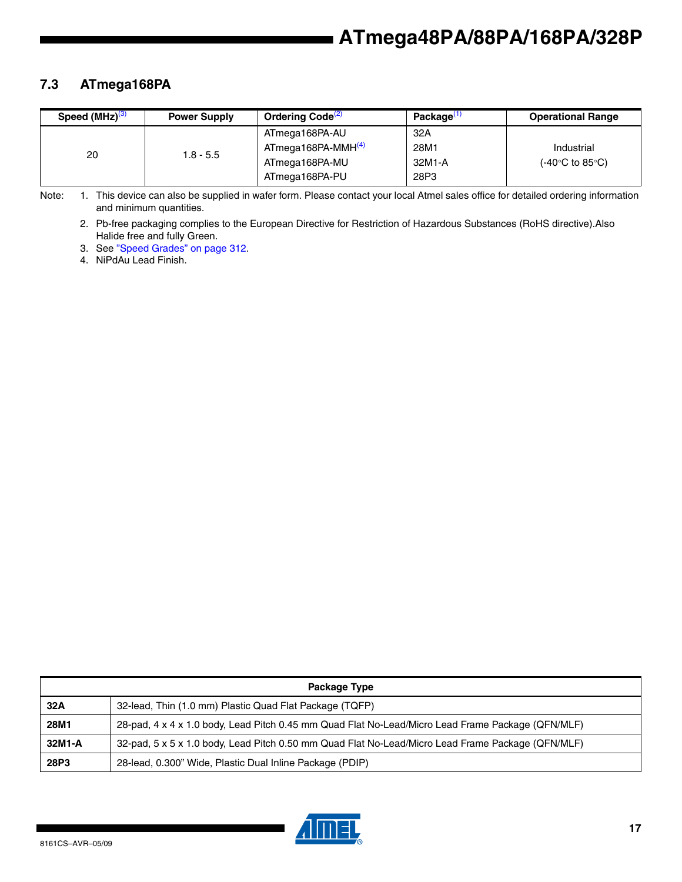## 7.3 ATmega168PA

| Speed (MHz)[3] | Power Supply | Ordering Code[2] | Package[1] | Operational Range |
|---|---|---|---|---|
| 20 | 1.8 - 5.5 | ATmega168PA-AU<br>ATmega168PA-MMH[4]<br>ATmega168PA-MU<br>ATmega168PA-PU | 32A<br>28M1<br>32M1-A<br>28P3 | Industrial<br>(-40°C to 85°C) |

Note: 1. This device can also be supplied in wafer form. Please contact your local Atmel sales office for detailed ordering information and minimum quantities.

2. Pb-free packaging complies to the European Directive for Restriction of Hazardous Substances (RoHS directive).Also Halide free and fully Green.
3. See "Speed Grades" on page 312.
4. NiPdAu Lead Finish.

| Package Type | |
|---|---|
| **32A** | 32-lead, Thin (1.0 mm) Plastic Quad Flat Package (TQFP) |
| **28M1** | 28-pad, 4 x 4 x 1.0 body, Lead Pitch 0.45 mm Quad Flat No-Lead/Micro Lead Frame Package (QFN/MLF) |
| **32M1-A** | 32-pad, 5 x 5 x 1.0 body, Lead Pitch 0.50 mm Quad Flat No-Lead/Micro Lead Frame Package (QFN/MLF) |
| **28P3** | 28-lead, 0.300" Wide, Plastic Dual Inline Package (PDIP) |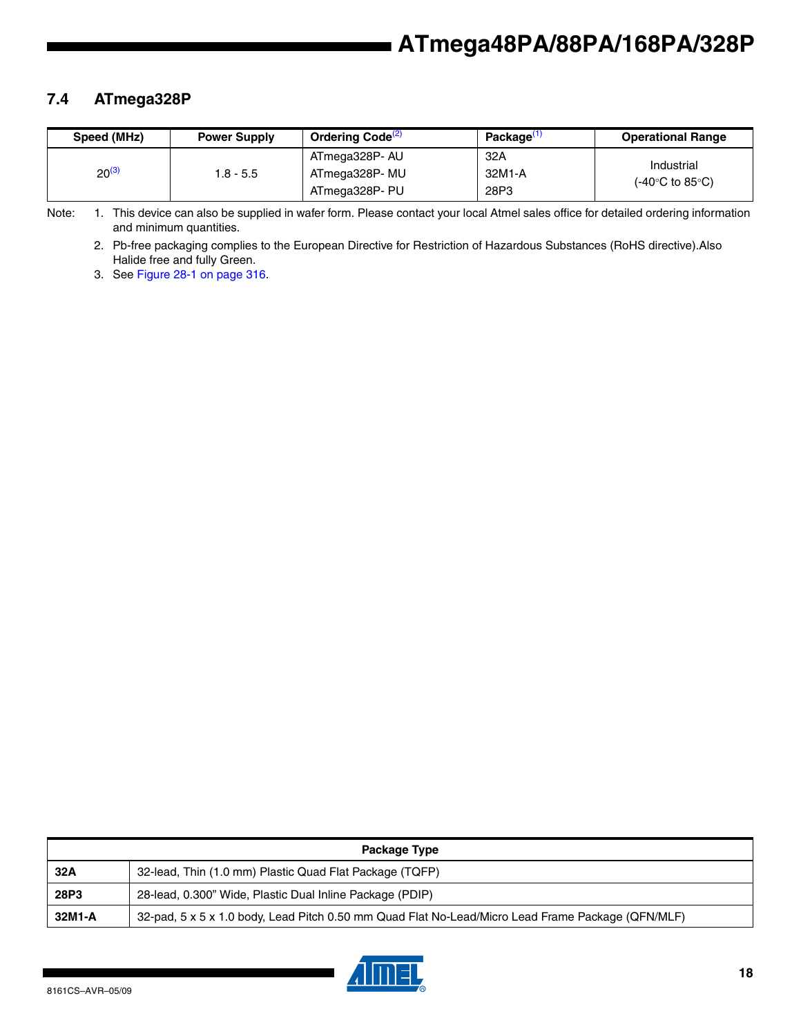## 7.4 ATmega328P

| Speed (MHz) | Power Supply | Ordering Code[(2)] | Package[(1)] | Operational Range |
|---|---|---|---|---|
| 20[(3)] | 1.8 - 5.5 | ATmega328P- AU<br>ATmega328P- MU<br>ATmega328P- PU | 32A<br>32M1-A<br>28P3 | Industrial<br>(-40°C to 85°C) |

Note: 1. This device can also be supplied in wafer form. Please contact your local Atmel sales office for detailed ordering information and minimum quantities.

2. Pb-free packaging complies to the European Directive for Restriction of Hazardous Substances (RoHS directive).Also Halide free and fully Green.

3. See Figure 28-1 on page 316.

| Package Type | |
|---|---|
| **32A** | 32-lead, Thin (1.0 mm) Plastic Quad Flat Package (TQFP) |
| **28P3** | 28-lead, 0.300" Wide, Plastic Dual Inline Package (PDIP) |
| **32M1-A** | 32-pad, 5 x 5 x 1.0 body, Lead Pitch 0.50 mm Quad Flat No-Lead/Micro Lead Frame Package (QFN/MLF) |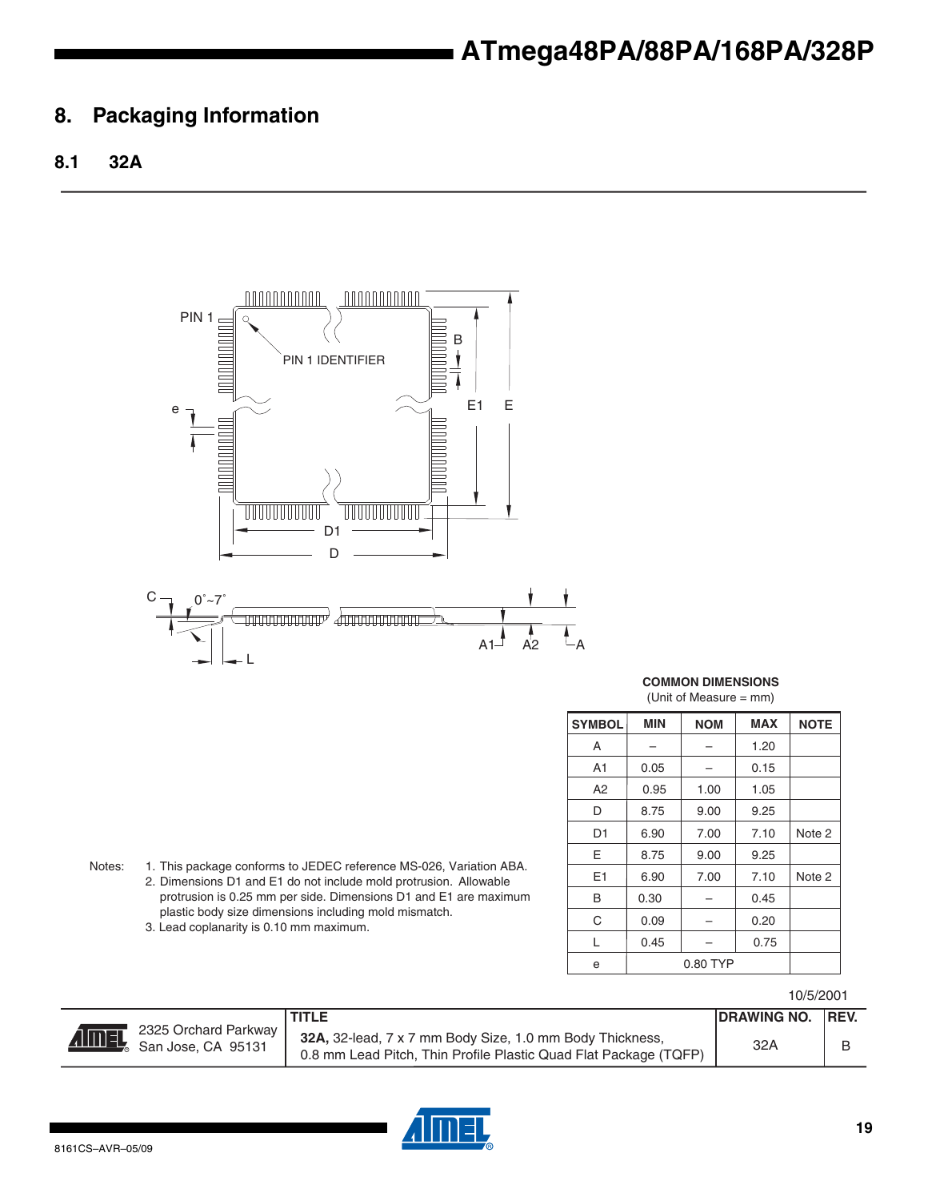# 8. Packaging Information

## 8.1 32A

**COMMON DIMENSIONS**
(Unit of Measure = mm)

| SYMBOL | MIN | NOM | MAX | NOTE |
|---|---|---|---|---|
| A | – | – | 1.20 | |
| A1 | 0.05 | – | 0.15 | |
| A2 | 0.95 | 1.00 | 1.05 | |
| D | 8.75 | 9.00 | 9.25 | |
| D1 | 6.90 | 7.00 | 7.10 | Note 2 |
| E | 8.75 | 9.00 | 9.25 | |
| E1 | 6.90 | 7.00 | 7.10 | Note 2 |
| B | 0.30 | – | 0.45 | |
| C | 0.09 | – | 0.20 | |
| L | 0.45 | – | 0.75 | |
| e | | 0.80 TYP | | |

Notes:
1. This package conforms to JEDEC reference MS-026, Variation ABA.
2. Dimensions D1 and E1 do not include mold protrusion. Allowable protrusion is 0.25 mm per side. Dimensions D1 and E1 are maximum plastic body size dimensions including mold mismatch.
3. Lead coplanarity is 0.10 mm maximum.

10/5/2001

| | TITLE | DRAWING NO. | REV. |
|---|---|---|---|
| 2325 Orchard Parkway San Jose, CA 95131 | **32A,** 32-lead, 7 x 7 mm Body Size, 1.0 mm Body Thickness, 0.8 mm Lead Pitch, Thin Profile Plastic Quad Flat Package (TQFP) | 32A | B |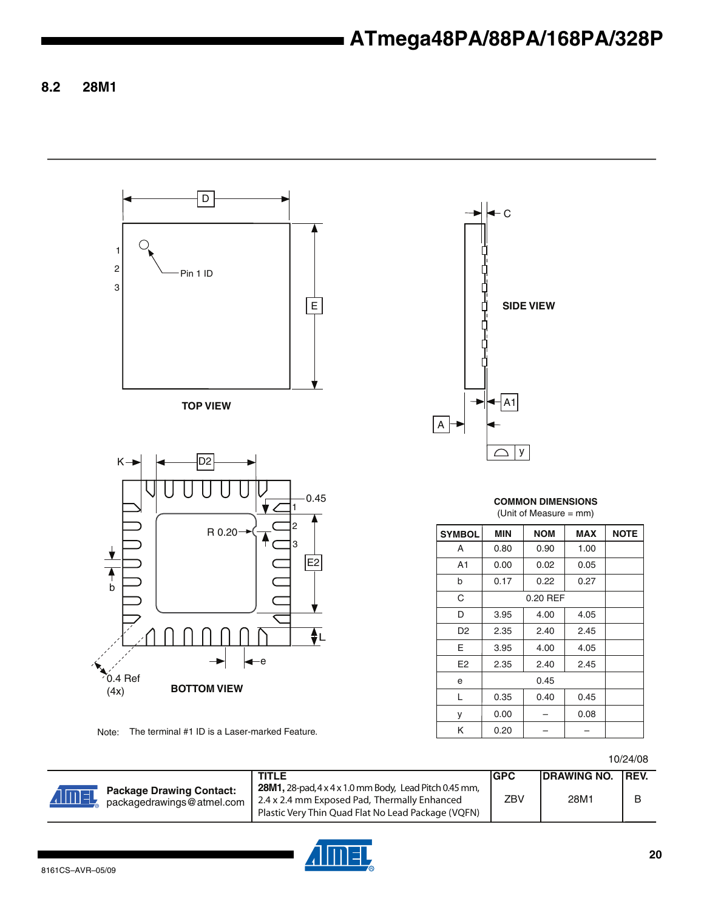## 8.2 28M1

TOP VIEW

SIDE VIEW

BOTTOM VIEW

Note: The terminal #1 ID is a Laser-marked Feature.

**COMMON DIMENSIONS**
(Unit of Measure = mm)

| SYMBOL | MIN | NOM | MAX | NOTE |
|---|---|---|---|---|
| A | 0.80 | 0.90 | 1.00 | |
| A1 | 0.00 | 0.02 | 0.05 | |
| b | 0.17 | 0.22 | 0.27 | |
| C | | 0.20 REF | | |
| D | 3.95 | 4.00 | 4.05 | |
| D2 | 2.35 | 2.40 | 2.45 | |
| E | 3.95 | 4.00 | 4.05 | |
| E2 | 2.35 | 2.40 | 2.45 | |
| e | | 0.45 | | |
| L | 0.35 | 0.40 | 0.45 | |
| y | 0.00 | – | 0.08 | |
| K | 0.20 | – | – | |

10/24/08

| Package Drawing Contact: packagedrawings@atmel.com | TITLE **28M1,** 28-pad, 4 x 4 x 1.0 mm Body, Lead Pitch 0.45 mm, 2.4 x 2.4 mm Exposed Pad, Thermally Enhanced Plastic Very Thin Quad Flat No Lead Package (VQFN) | GPC | DRAWING NO. | REV. |
|---|---|---|---|---|
| | | ZBV | 28M1 | B |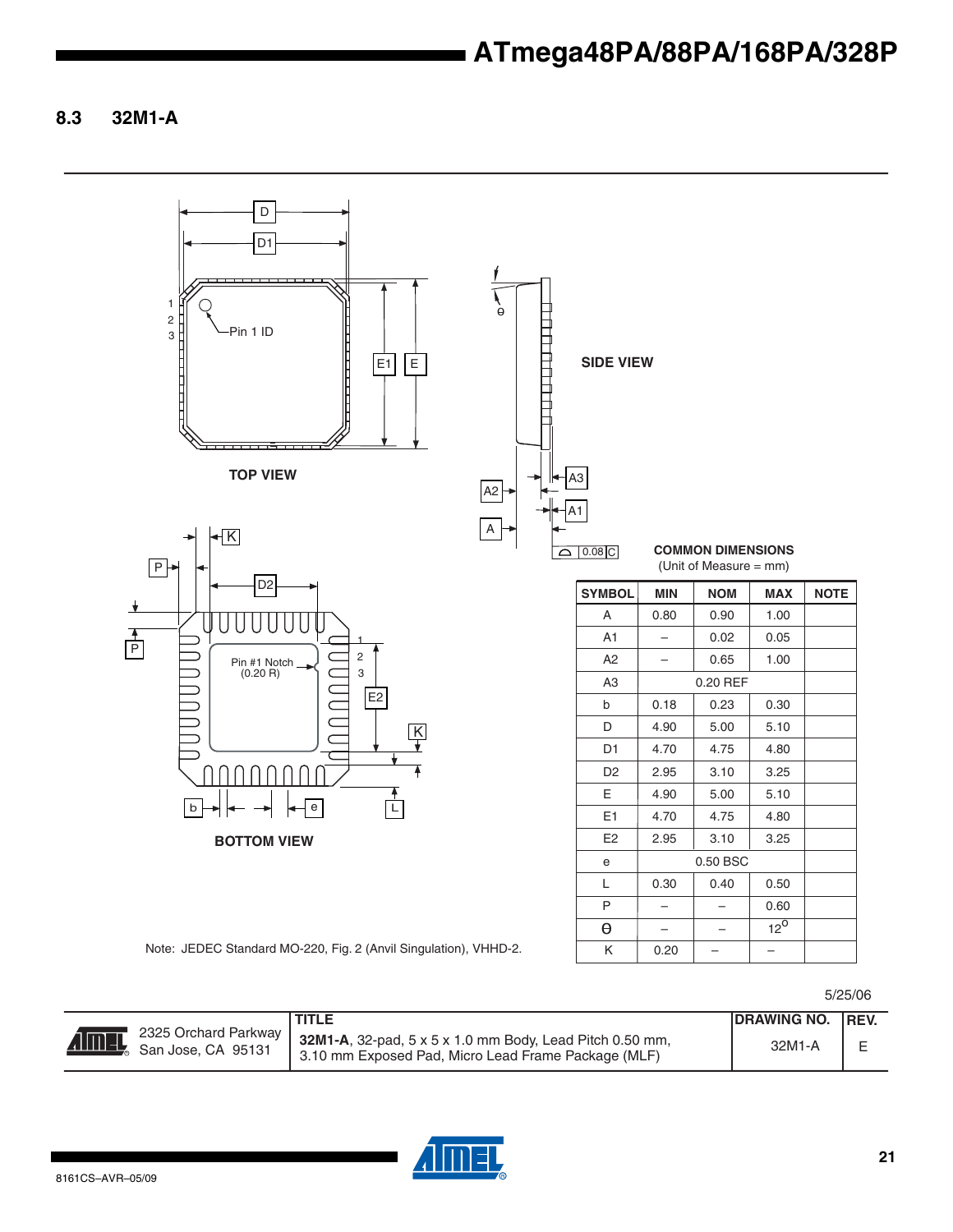### 8.3 32M1-A

TOP VIEW

SIDE VIEW

BOTTOM VIEW

Pin 1 ID

Pin #1 Notch (0.20 R)

0.08 C

**COMMON DIMENSIONS**
(Unit of Measure = mm)

| SYMBOL | MIN | NOM | MAX | NOTE |
|---|---|---|---|---|
| A | 0.80 | 0.90 | 1.00 | |
| A1 | – | 0.02 | 0.05 | |
| A2 | – | 0.65 | 1.00 | |
| A3 | | 0.20 REF | | |
| b | 0.18 | 0.23 | 0.30 | |
| D | 4.90 | 5.00 | 5.10 | |
| D1 | 4.70 | 4.75 | 4.80 | |
| D2 | 2.95 | 3.10 | 3.25 | |
| E | 4.90 | 5.00 | 5.10 | |
| E1 | 4.70 | 4.75 | 4.80 | |
| E2 | 2.95 | 3.10 | 3.25 | |
| e | | 0.50 BSC | | |
| L | 0.30 | 0.40 | 0.50 | |
| P | – | – | 0.60 | |
| $\theta$ | – | – | $12^{o}$ | |
| K | 0.20 | – | – | |

Note: JEDEC Standard MO-220, Fig. 2 (Anvil Singulation), VHHD-2.

5/25/06

| | TITLE | DRAWING NO. | REV. |
|---|---|---|---|
| 2325 Orchard Parkway San Jose, CA 95131 | **32M1-A**, 32-pad, 5 x 5 x 1.0 mm Body, Lead Pitch 0.50 mm, 3.10 mm Exposed Pad, Micro Lead Frame Package (MLF) | 32M1-A | E |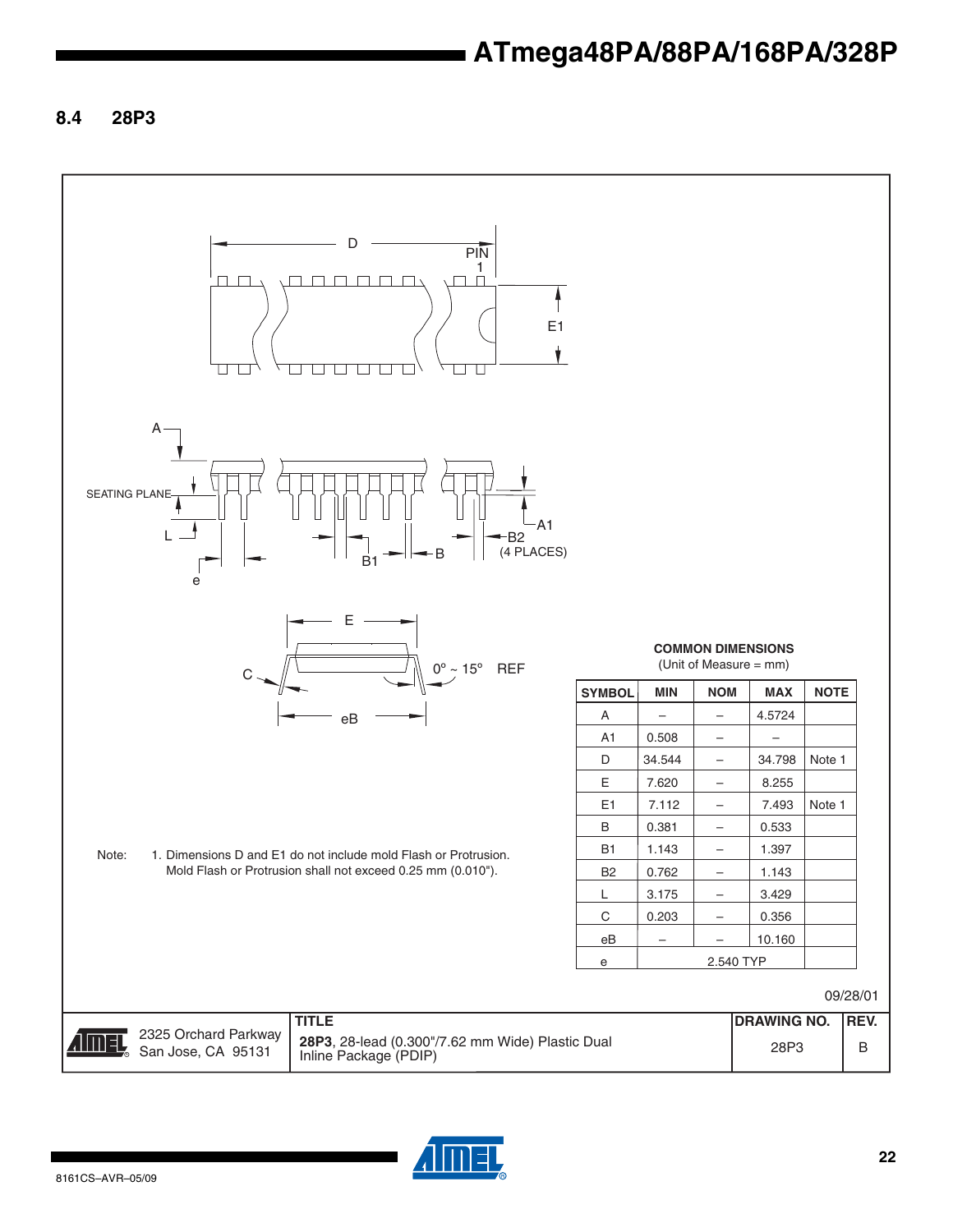## 8.4 28P3

**COMMON DIMENSIONS**
(Unit of Measure = mm)

| SYMBOL | MIN | NOM | MAX | NOTE |
|---|---|---|---|---|
| A | – | – | 4.5724 | |
| A1 | 0.508 | – | – | |
| D | 34.544 | – | 34.798 | Note 1 |
| E | 7.620 | – | 8.255 | |
| E1 | 7.112 | – | 7.493 | Note 1 |
| B | 0.381 | – | 0.533 | |
| B1 | 1.143 | – | 1.397 | |
| B2 | 0.762 | – | 1.143 | |
| L | 3.175 | – | 3.429 | |
| C | 0.203 | – | 0.356 | |
| eB | – | – | 10.160 | |
| e | | 2.540 TYP | | |

Note: 1. Dimensions D and E1 do not include mold Flash or Protrusion. Mold Flash or Protrusion shall not exceed 0.25 mm (0.010").

09/28/01

| | TITLE | DRAWING NO. | REV. |
|---|---|---|---|
| 2325 Orchard Parkway San Jose, CA 95131 | **28P3**, 28-lead (0.300"/7.62 mm Wide) Plastic Dual Inline Package (PDIP) | 28P3 | B |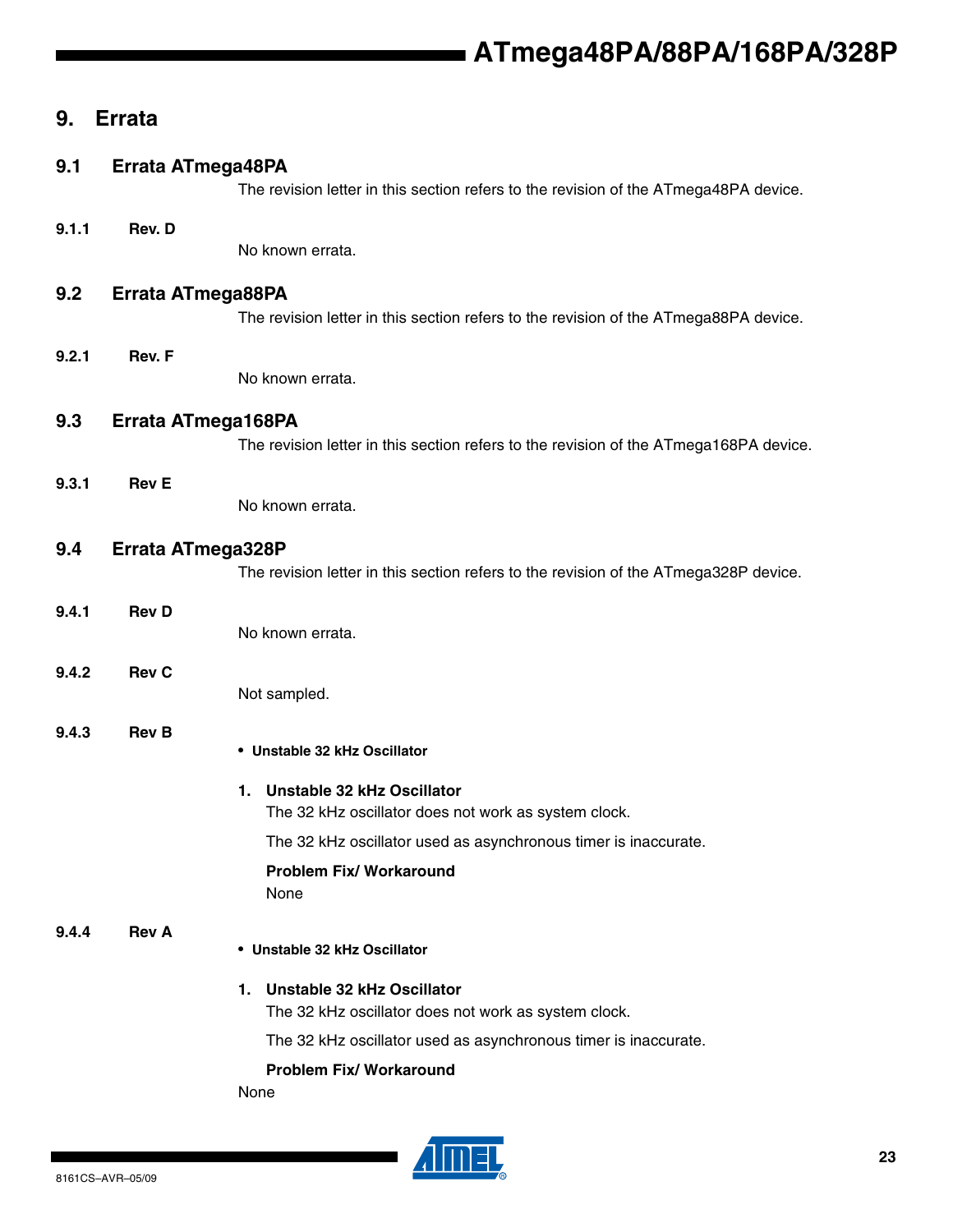# 9. Errata

## 9.1 Errata ATmega48PA

The revision letter in this section refers to the revision of the ATmega48PA device.

### 9.1.1 Rev. D

No known errata.

## 9.2 Errata ATmega88PA

The revision letter in this section refers to the revision of the ATmega88PA device.

### 9.2.1 Rev. F

No known errata.

## 9.3 Errata ATmega168PA

The revision letter in this section refers to the revision of the ATmega168PA device.

### 9.3.1 Rev E

No known errata.

## 9.4 Errata ATmega328P

The revision letter in this section refers to the revision of the ATmega328P device.

### 9.4.1 Rev D

No known errata.

### 9.4.2 Rev C

Not sampled.

### 9.4.3 Rev B

- **Unstable 32 kHz Oscillator**

**1. Unstable 32 kHz Oscillator**

The 32 kHz oscillator does not work as system clock.

The 32 kHz oscillator used as asynchronous timer is inaccurate.

**Problem Fix/ Workaround**

None

### 9.4.4 Rev A

- **Unstable 32 kHz Oscillator**

**1. Unstable 32 kHz Oscillator**

The 32 kHz oscillator does not work as system clock.

The 32 kHz oscillator used as asynchronous timer is inaccurate.

**Problem Fix/ Workaround**

None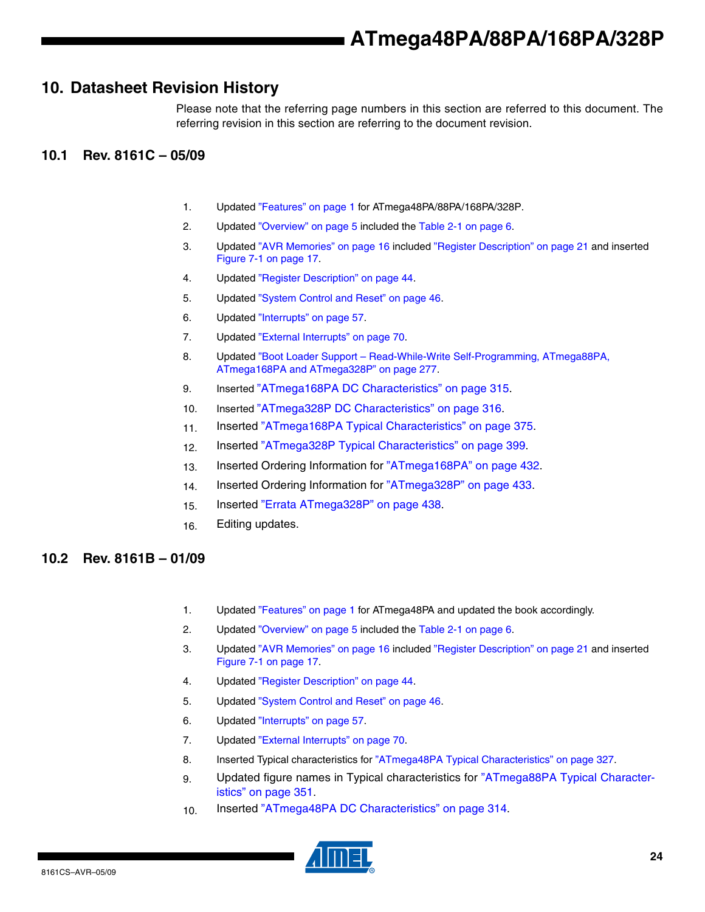# 10. Datasheet Revision History

Please note that the referring page numbers in this section are referred to this document. The referring revision in this section are referring to the document revision.

## 10.1 Rev. 8161C – 05/09

1. Updated "Features" on page 1 for ATmega48PA/88PA/168PA/328P.
2. Updated "Overview" on page 5 included the Table 2-1 on page 6.
3. Updated "AVR Memories" on page 16 included "Register Description" on page 21 and inserted Figure 7-1 on page 17.
4. Updated "Register Description" on page 44.
5. Updated "System Control and Reset" on page 46.
6. Updated "Interrupts" on page 57.
7. Updated "External Interrupts" on page 70.
8. Updated "Boot Loader Support – Read-While-Write Self-Programming, ATmega88PA, ATmega168PA and ATmega328P" on page 277.
9. Inserted "ATmega168PA DC Characteristics" on page 315.
10. Inserted "ATmega328P DC Characteristics" on page 316.
11. Inserted "ATmega168PA Typical Characteristics" on page 375.
12. Inserted "ATmega328P Typical Characteristics" on page 399.
13. Inserted Ordering Information for "ATmega168PA" on page 432.
14. Inserted Ordering Information for "ATmega328P" on page 433.
15. Inserted "Errata ATmega328P" on page 438.
16. Editing updates.

## 10.2 Rev. 8161B – 01/09

1. Updated "Features" on page 1 for ATmega48PA and updated the book accordingly.
2. Updated "Overview" on page 5 included the Table 2-1 on page 6.
3. Updated "AVR Memories" on page 16 included "Register Description" on page 21 and inserted Figure 7-1 on page 17.
4. Updated "Register Description" on page 44.
5. Updated "System Control and Reset" on page 46.
6. Updated "Interrupts" on page 57.
7. Updated "External Interrupts" on page 70.
8. Inserted Typical characteristics for "ATmega48PA Typical Characteristics" on page 327.
9. Updated figure names in Typical characteristics for "ATmega88PA Typical Characteristics" on page 351.
10. Inserted "ATmega48PA DC Characteristics" on page 314.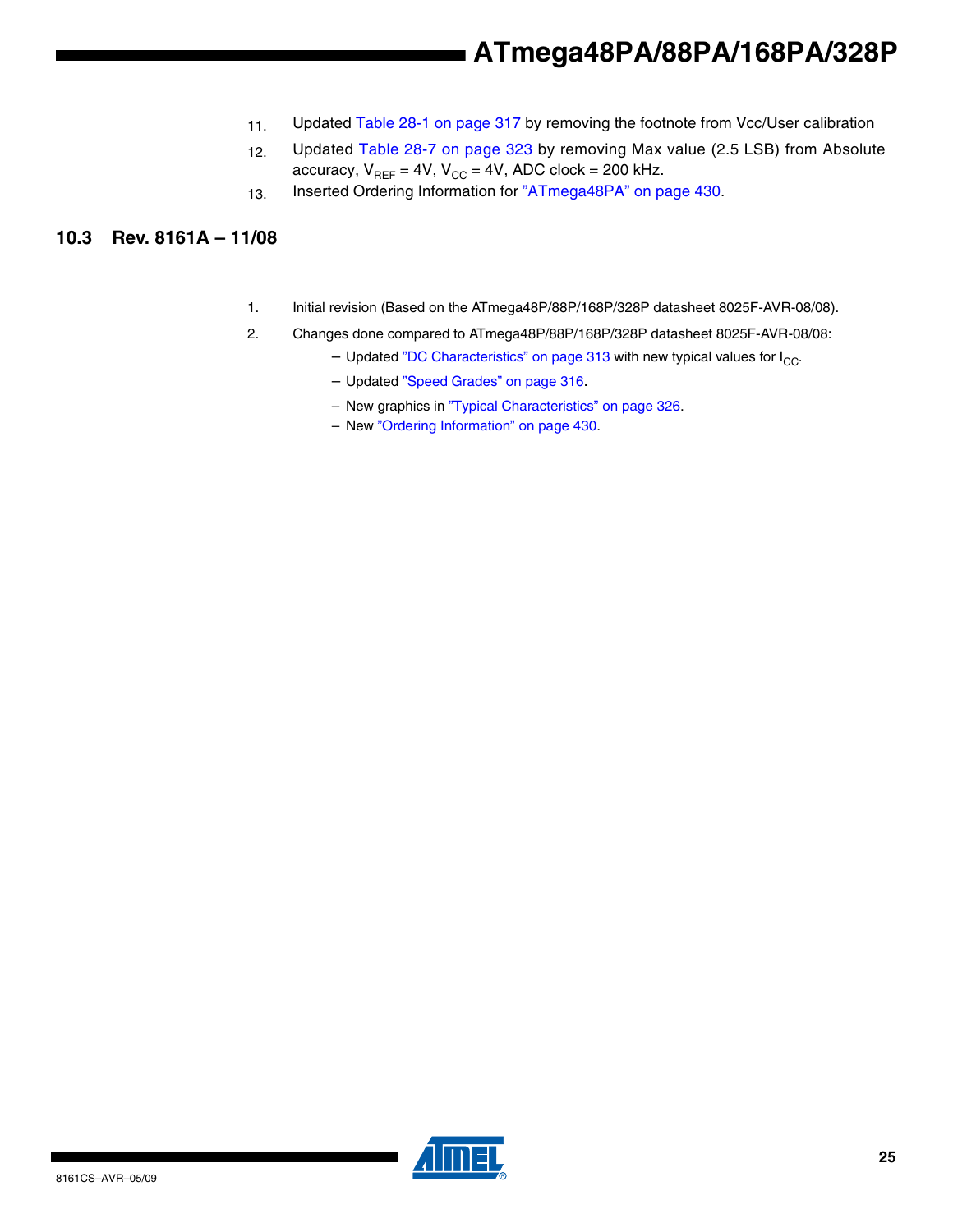11. Updated Table 28-1 on page 317 by removing the footnote from Vcc/User calibration
12. Updated Table 28-7 on page 323 by removing Max value (2.5 LSB) from Absolute accuracy, $V_{REF}$ = 4V, $V_{CC}$ = 4V, ADC clock = 200 kHz.
13. Inserted Ordering Information for "ATmega48PA" on page 430.

## 10.3 Rev. 8161A – 11/08

1. Initial revision (Based on the ATmega48P/88P/168P/328P datasheet 8025F-AVR-08/08).
2. Changes done compared to ATmega48P/88P/168P/328P datasheet 8025F-AVR-08/08:
   - Updated "DC Characteristics" on page 313 with new typical values for $I_{CC}$.
   - Updated "Speed Grades" on page 316.
   - New graphics in "Typical Characteristics" on page 326.
   - New "Ordering Information" on page 430.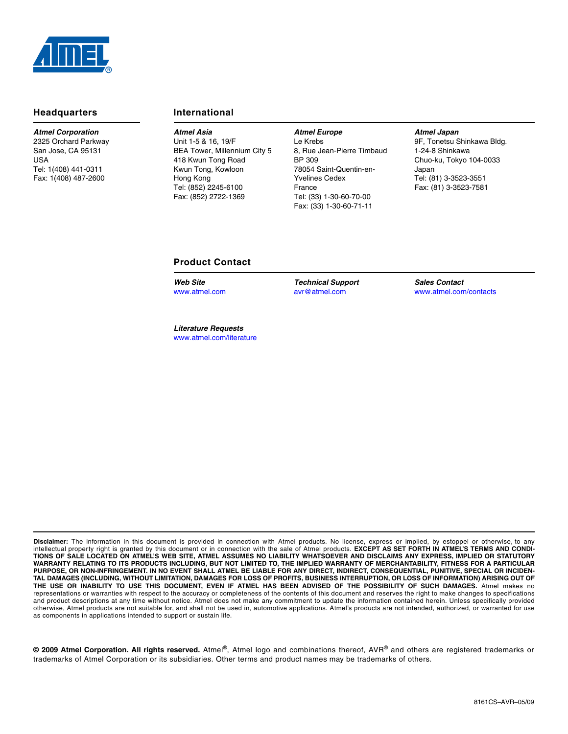## Headquarters

***Atmel Corporation***
2325 Orchard Parkway
San Jose, CA 95131
USA
Tel: 1(408) 441-0311
Fax: 1(408) 487-2600

## International

***Atmel Asia***
Unit 1-5 & 16, 19/F
BEA Tower, Millennium City 5
418 Kwun Tong Road
Kwun Tong, Kowloon
Hong Kong
Tel: (852) 2245-6100
Fax: (852) 2722-1369

***Atmel Europe***
Le Krebs
8, Rue Jean-Pierre Timbaud
BP 309
78054 Saint-Quentin-en-Yvelines Cedex
France
Tel: (33) 1-30-60-70-00
Fax: (33) 1-30-60-71-11

***Atmel Japan***
9F, Tonetsu Shinkawa Bldg.
1-24-8 Shinkawa
Chuo-ku, Tokyo 104-0033
Japan
Tel: (81) 3-3523-3551
Fax: (81) 3-3523-7581

## Product Contact

***Web Site***
www.atmel.com

***Technical Support***
avr@atmel.com

***Sales Contact***
www.atmel.com/contacts

***Literature Requests***
www.atmel.com/literature

**Disclaimer:** The information in this document is provided in connection with Atmel products. No license, express or implied, by estoppel or otherwise, to any intellectual property right is granted by this document or in connection with the sale of Atmel products. **EXCEPT AS SET FORTH IN ATMEL'S TERMS AND CONDITIONS OF SALE LOCATED ON ATMEL'S WEB SITE, ATMEL ASSUMES NO LIABILITY WHATSOEVER AND DISCLAIMS ANY EXPRESS, IMPLIED OR STATUTORY WARRANTY RELATING TO ITS PRODUCTS INCLUDING, BUT NOT LIMITED TO, THE IMPLIED WARRANTY OF MERCHANTABILITY, FITNESS FOR A PARTICULAR PURPOSE, OR NON-INFRINGEMENT. IN NO EVENT SHALL ATMEL BE LIABLE FOR ANY DIRECT, INDIRECT, CONSEQUENTIAL, PUNITIVE, SPECIAL OR INCIDENTAL DAMAGES (INCLUDING, WITHOUT LIMITATION, DAMAGES FOR LOSS OF PROFITS, BUSINESS INTERRUPTION, OR LOSS OF INFORMATION) ARISING OUT OF THE USE OR INABILITY TO USE THIS DOCUMENT, EVEN IF ATMEL HAS BEEN ADVISED OF THE POSSIBILITY OF SUCH DAMAGES.** Atmel makes no representations or warranties with respect to the accuracy or completeness of the contents of this document and reserves the right to make changes to specifications and product descriptions at any time without notice. Atmel does not make any commitment to update the information contained herein. Unless specifically provided otherwise, Atmel products are not suitable for, and shall not be used in, automotive applications. Atmel's products are not intended, authorized, or warranted for use as components in applications intended to support or sustain life.

**© 2009 Atmel Corporation. All rights reserved.** Atmel®, Atmel logo and combinations thereof, AVR® and others are registered trademarks or trademarks of Atmel Corporation or its subsidiaries. Other terms and product names may be trademarks of others.

8161CS–AVR–05/09